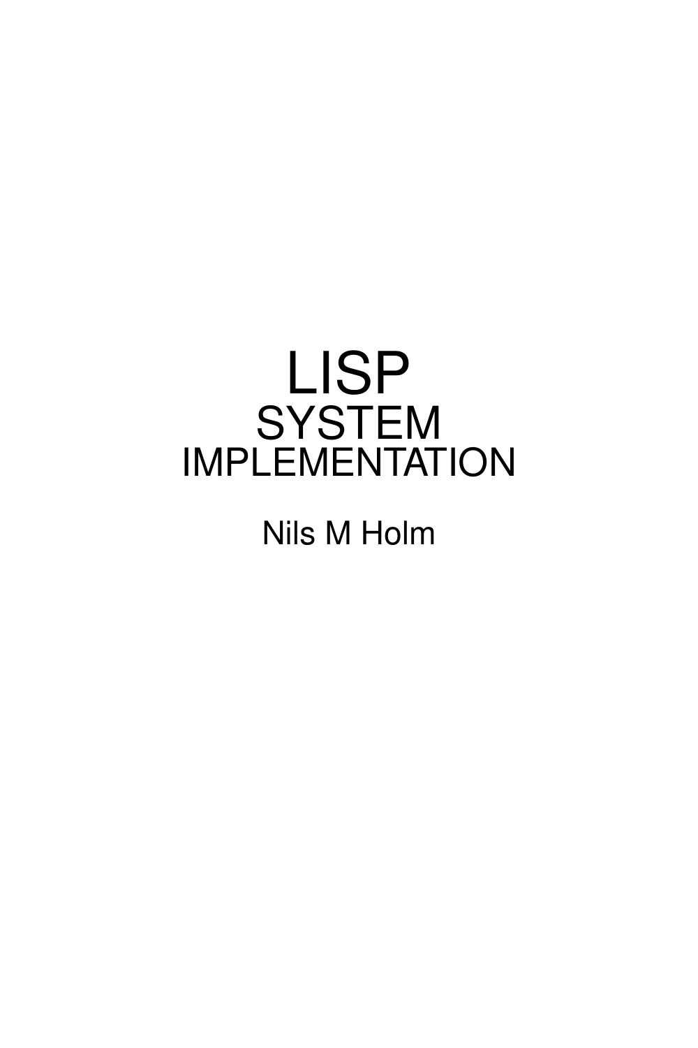# LISP
## SYSTEM
### IMPLEMENTATION

Nils M Holm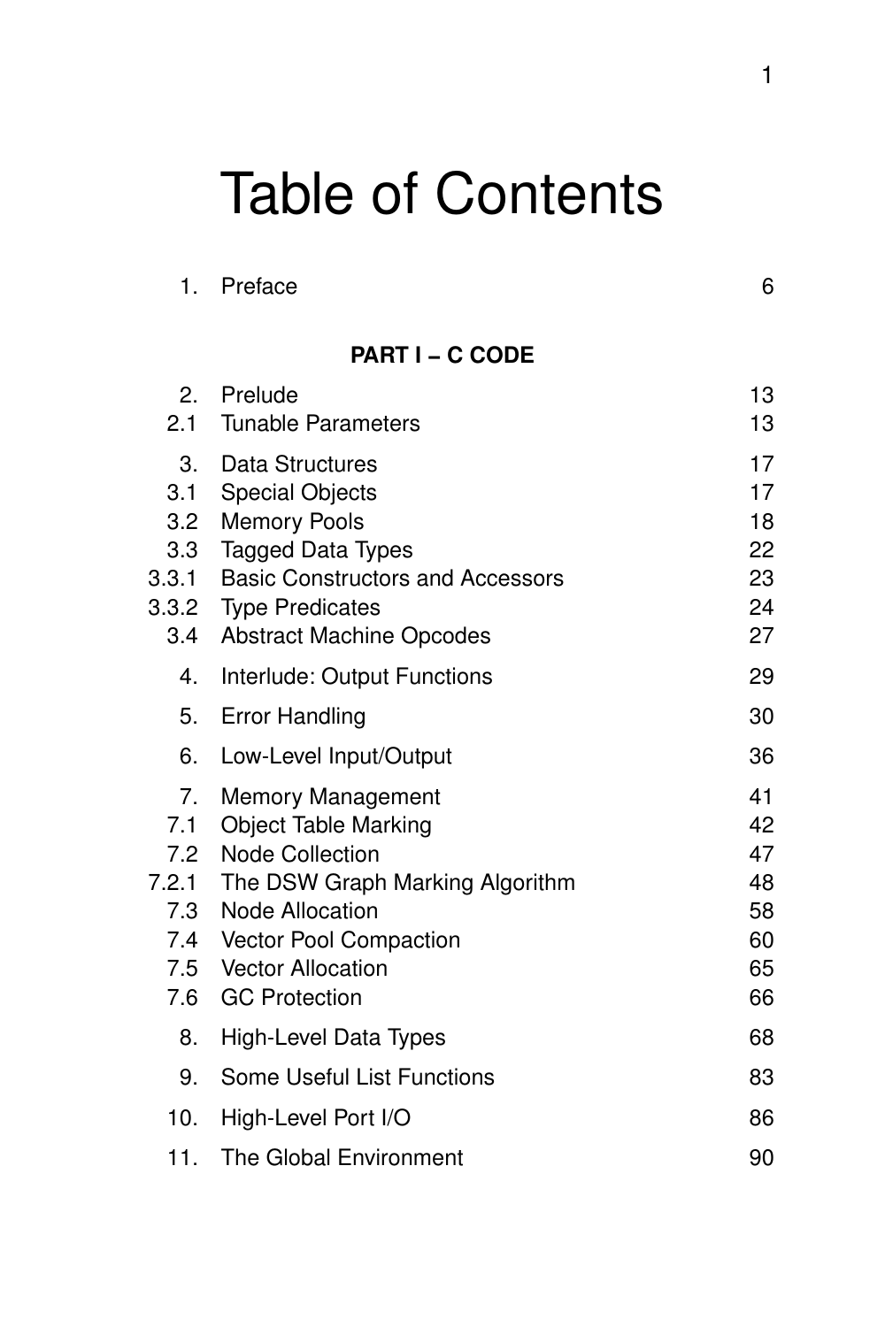# Table of Contents

| | | |
|---|---|---|
| 1. | Preface | 6 |
| | **PART I – C CODE** | |
| 2. | Prelude | 13 |
| 2.1 | Tunable Parameters | 13 |
| 3. | Data Structures | 17 |
| 3.1 | Special Objects | 17 |
| 3.2 | Memory Pools | 18 |
| 3.3 | Tagged Data Types | 22 |
| 3.3.1 | Basic Constructors and Accessors | 23 |
| 3.3.2 | Type Predicates | 24 |
| 3.4 | Abstract Machine Opcodes | 27 |
| 4. | Interlude: Output Functions | 29 |
| 5. | Error Handling | 30 |
| 6. | Low-Level Input/Output | 36 |
| 7. | Memory Management | 41 |
| 7.1 | Object Table Marking | 42 |
| 7.2 | Node Collection | 47 |
| 7.2.1 | The DSW Graph Marking Algorithm | 48 |
| 7.3 | Node Allocation | 58 |
| 7.4 | Vector Pool Compaction | 60 |
| 7.5 | Vector Allocation | 65 |
| 7.6 | GC Protection | 66 |
| 8. | High-Level Data Types | 68 |
| 9. | Some Useful List Functions | 83 |
| 10. | High-Level Port I/O | 86 |
| 11. | The Global Environment | 90 |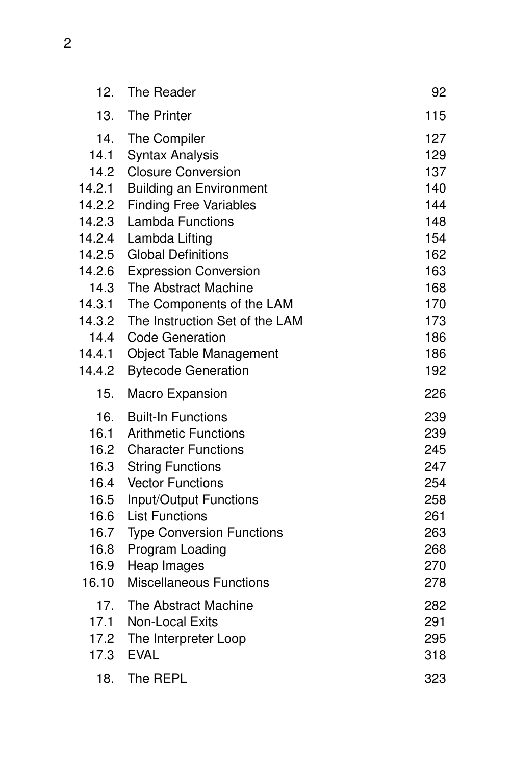| | | |
|---|---|---|
| 12. | The Reader | 92 |
| 13. | The Printer | 115 |
| 14. | The Compiler | 127 |
| 14.1 | Syntax Analysis | 129 |
| 14.2 | Closure Conversion | 137 |
| 14.2.1 | Building an Environment | 140 |
| 14.2.2 | Finding Free Variables | 144 |
| 14.2.3 | Lambda Functions | 148 |
| 14.2.4 | Lambda Lifting | 154 |
| 14.2.5 | Global Definitions | 162 |
| 14.2.6 | Expression Conversion | 163 |
| 14.3 | The Abstract Machine | 168 |
| 14.3.1 | The Components of the LAM | 170 |
| 14.3.2 | The Instruction Set of the LAM | 173 |
| 14.4 | Code Generation | 186 |
| 14.4.1 | Object Table Management | 186 |
| 14.4.2 | Bytecode Generation | 192 |
| 15. | Macro Expansion | 226 |
| 16. | Built-In Functions | 239 |
| 16.1 | Arithmetic Functions | 239 |
| 16.2 | Character Functions | 245 |
| 16.3 | String Functions | 247 |
| 16.4 | Vector Functions | 254 |
| 16.5 | Input/Output Functions | 258 |
| 16.6 | List Functions | 261 |
| 16.7 | Type Conversion Functions | 263 |
| 16.8 | Program Loading | 268 |
| 16.9 | Heap Images | 270 |
| 16.10 | Miscellaneous Functions | 278 |
| 17. | The Abstract Machine | 282 |
| 17.1 | Non-Local Exits | 291 |
| 17.2 | The Interpreter Loop | 295 |
| 17.3 | EVAL | 318 |
| 18. | The REPL | 323 |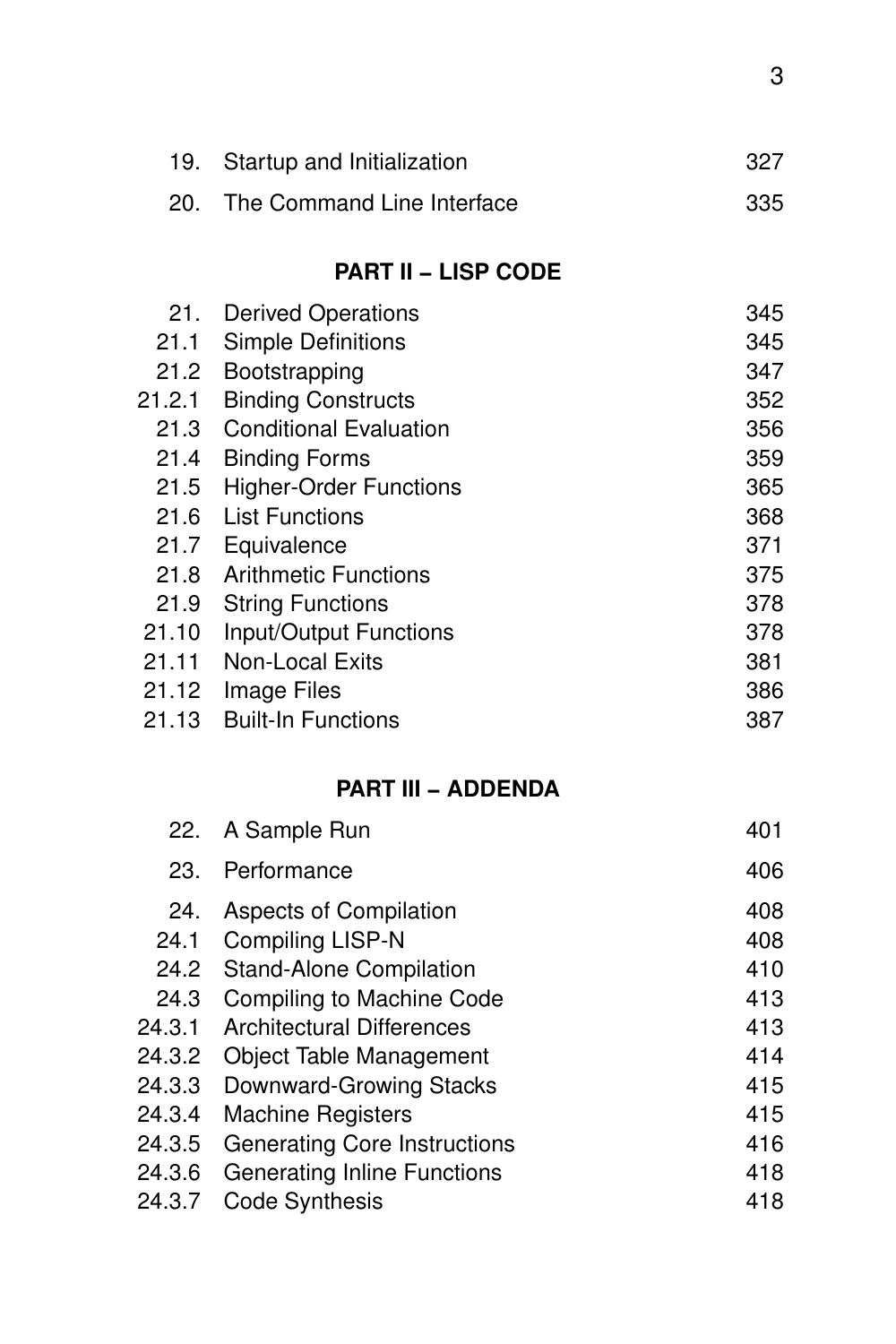| | | |
|---|---|---|
| 19. | Startup and Initialization | 327 |
| 20. | The Command Line Interface | 335 |

## PART II – LISP CODE

| | | |
|---|---|---|
| 21. | Derived Operations | 345 |
| 21.1 | Simple Definitions | 345 |
| 21.2 | Bootstrapping | 347 |
| 21.2.1 | Binding Constructs | 352 |
| 21.3 | Conditional Evaluation | 356 |
| 21.4 | Binding Forms | 359 |
| 21.5 | Higher-Order Functions | 365 |
| 21.6 | List Functions | 368 |
| 21.7 | Equivalence | 371 |
| 21.8 | Arithmetic Functions | 375 |
| 21.9 | String Functions | 378 |
| 21.10 | Input/Output Functions | 378 |
| 21.11 | Non-Local Exits | 381 |
| 21.12 | Image Files | 386 |
| 21.13 | Built-In Functions | 387 |

## PART III – ADDENDA

| | | |
|---|---|---|
| 22. | A Sample Run | 401 |
| 23. | Performance | 406 |
| 24. | Aspects of Compilation | 408 |
| 24.1 | Compiling LISP-N | 408 |
| 24.2 | Stand-Alone Compilation | 410 |
| 24.3 | Compiling to Machine Code | 413 |
| 24.3.1 | Architectural Differences | 413 |
| 24.3.2 | Object Table Management | 414 |
| 24.3.3 | Downward-Growing Stacks | 415 |
| 24.3.4 | Machine Registers | 415 |
| 24.3.5 | Generating Core Instructions | 416 |
| 24.3.6 | Generating Inline Functions | 418 |
| 24.3.7 | Code Synthesis | 418 |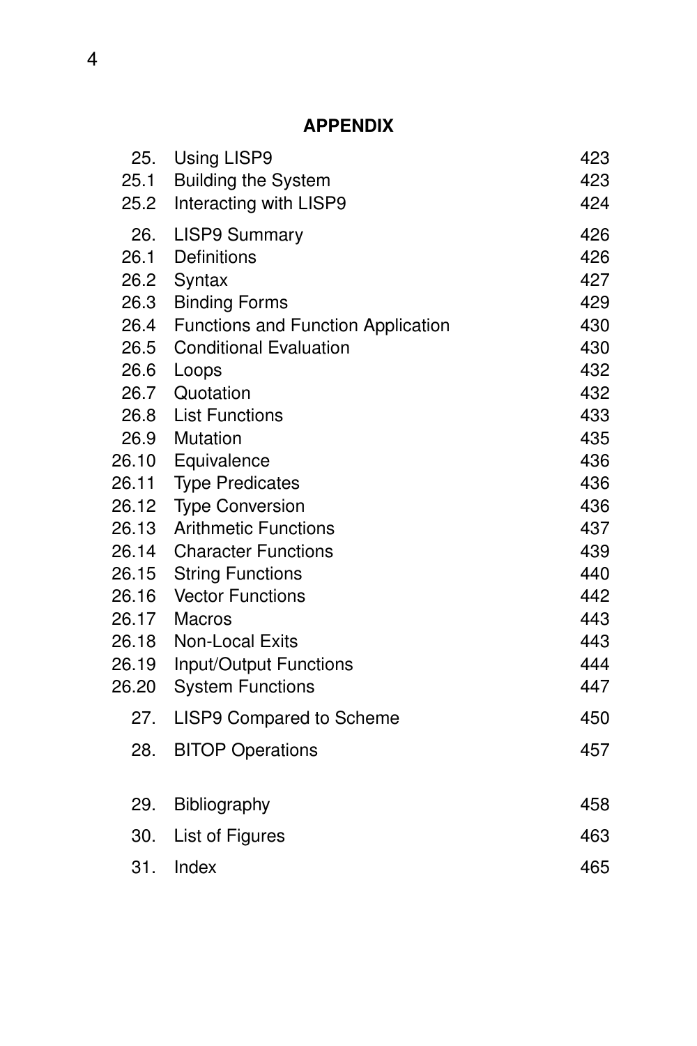**APPENDIX**

| | | |
|---|---|---|
| 25. | Using LISP9 | 423 |
| 25.1 | Building the System | 423 |
| 25.2 | Interacting with LISP9 | 424 |
| 26. | LISP9 Summary | 426 |
| 26.1 | Definitions | 426 |
| 26.2 | Syntax | 427 |
| 26.3 | Binding Forms | 429 |
| 26.4 | Functions and Function Application | 430 |
| 26.5 | Conditional Evaluation | 430 |
| 26.6 | Loops | 432 |
| 26.7 | Quotation | 432 |
| 26.8 | List Functions | 433 |
| 26.9 | Mutation | 435 |
| 26.10 | Equivalence | 436 |
| 26.11 | Type Predicates | 436 |
| 26.12 | Type Conversion | 436 |
| 26.13 | Arithmetic Functions | 437 |
| 26.14 | Character Functions | 439 |
| 26.15 | String Functions | 440 |
| 26.16 | Vector Functions | 442 |
| 26.17 | Macros | 443 |
| 26.18 | Non-Local Exits | 443 |
| 26.19 | Input/Output Functions | 444 |
| 26.20 | System Functions | 447 |
| 27. | LISP9 Compared to Scheme | 450 |
| 28. | BITOP Operations | 457 |
| 29. | Bibliography | 458 |
| 30. | List of Figures | 463 |
| 31. | Index | 465 |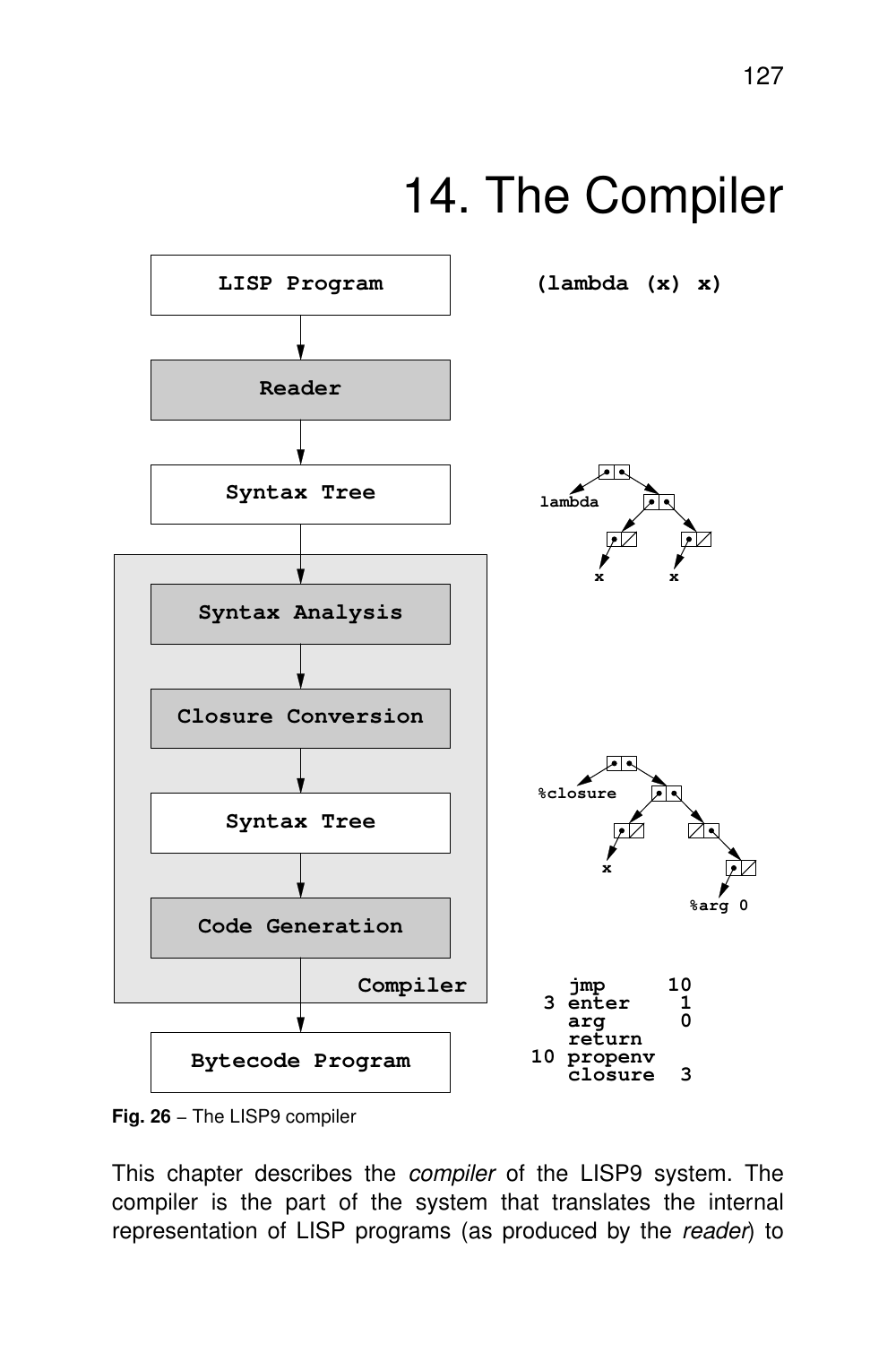# 14. The Compiler

```
LISP Program                (lambda (x) x)
     |
   Reader
     |
 Syntax Tree
     |
 +-----------------------+
 | Syntax Analysis       |
 |      |                |
 | Closure Conversion    |
 |      |                |
 | Syntax Tree           |
 |      |                |
 | Code Generation       |
 |              Compiler |
 +-----------------------+
     |
Bytecode Program              jmp      10
                            3 enter     1
                              arg       0
                              return
                           10 propenv
                              closure   3
```

**Fig. 26** – The LISP9 compiler

This chapter describes the *compiler* of the LISP9 system. The compiler is the part of the system that translates the internal representation of LISP programs (as produced by the *reader*) to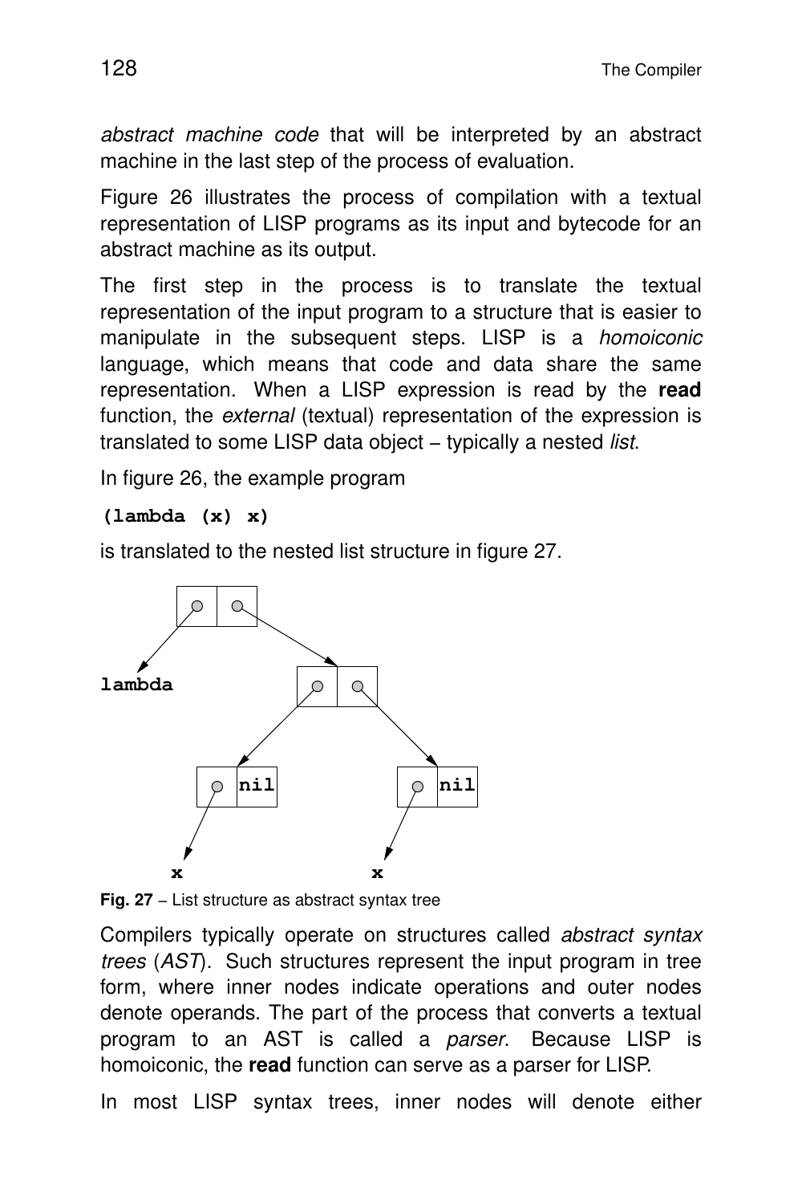*abstract machine code* that will be interpreted by an abstract machine in the last step of the process of evaluation.

Figure 26 illustrates the process of compilation with a textual representation of LISP programs as its input and bytecode for an abstract machine as its output.

The first step in the process is to translate the textual representation of the input program to a structure that is easier to manipulate in the subsequent steps. LISP is a *homoiconic* language, which means that code and data share the same representation. When a LISP expression is read by the **read** function, the *external* (textual) representation of the expression is translated to some LISP data object – typically a nested *list*.

In figure 26, the example program

```
(lambda (x) x)
```

is translated to the nested list structure in figure 27.

**Fig. 27** – List structure as abstract syntax tree

Compilers typically operate on structures called *abstract syntax trees* (*AST*). Such structures represent the input program in tree form, where inner nodes indicate operations and outer nodes denote operands. The part of the process that converts a textual program to an AST is called a *parser*. Because LISP is homoiconic, the **read** function can serve as a parser for LISP.

In most LISP syntax trees, inner nodes will denote either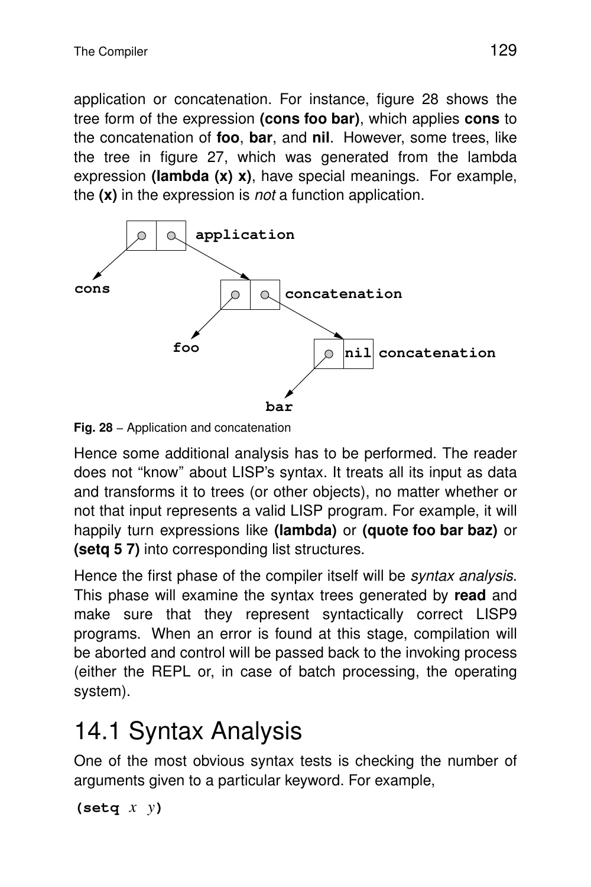application or concatenation. For instance, figure 28 shows the tree form of the expression **(cons foo bar)**, which applies **cons** to the concatenation of **foo**, **bar**, and **nil**. However, some trees, like the tree in figure 27, which was generated from the lambda expression **(lambda (x) x)**, have special meanings. For example, the **(x)** in the expression is *not* a function application.

**Fig. 28** – Application and concatenation

Hence some additional analysis has to be performed. The reader does not "know" about LISP's syntax. It treats all its input as data and transforms it to trees (or other objects), no matter whether or not that input represents a valid LISP program. For example, it will happily turn expressions like **(lambda)** or **(quote foo bar baz)** or **(setq 5 7)** into corresponding list structures.

Hence the first phase of the compiler itself will be *syntax analysis*. This phase will examine the syntax trees generated by **read** and make sure that they represent syntactically correct LISP9 programs. When an error is found at this stage, compilation will be aborted and control will be passed back to the invoking process (either the REPL or, in case of batch processing, the operating system).

# 14.1 Syntax Analysis

One of the most obvious syntax tests is checking the number of arguments given to a particular keyword. For example,

**(setq** *x y***)**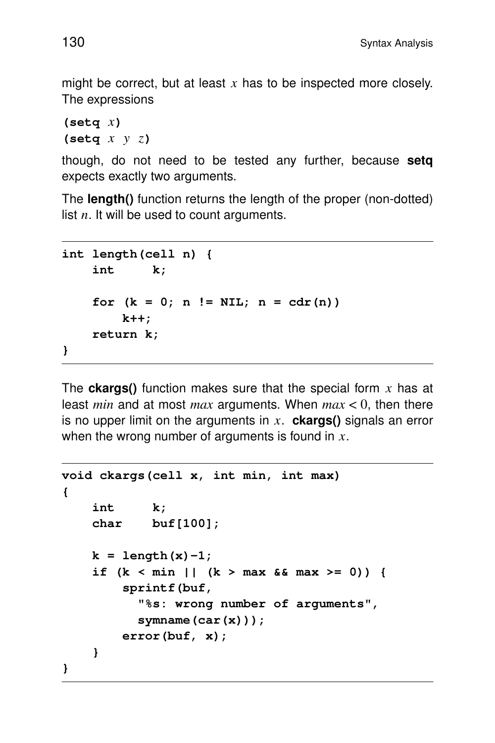might be correct, but at least $x$ has to be inspected more closely. The expressions

**(setq** $x$**)**
**(setq** $x$ $y$ $z$**)**

though, do not need to be tested any further, because **setq** expects exactly two arguments.

The **length()** function returns the length of the proper (non-dotted) list $n$. It will be used to count arguments.

```
int length(cell n) {
    int     k;

    for (k = 0; n != NIL; n = cdr(n))
        k++;
    return k;
}
```

The **ckargs()** function makes sure that the special form $x$ has at least $min$ and at most $max$ arguments. When $max < 0$, then there is no upper limit on the arguments in $x$. **ckargs()** signals an error when the wrong number of arguments is found in $x$.

```
void ckargs(cell x, int min, int max)
{
    int     k;
    char    buf[100];

    k = length(x)-1;
    if (k < min || (k > max && max >= 0)) {
        sprintf(buf,
          "%s: wrong number of arguments",
          symname(car(x)));
        error(buf, x);
    }
}
```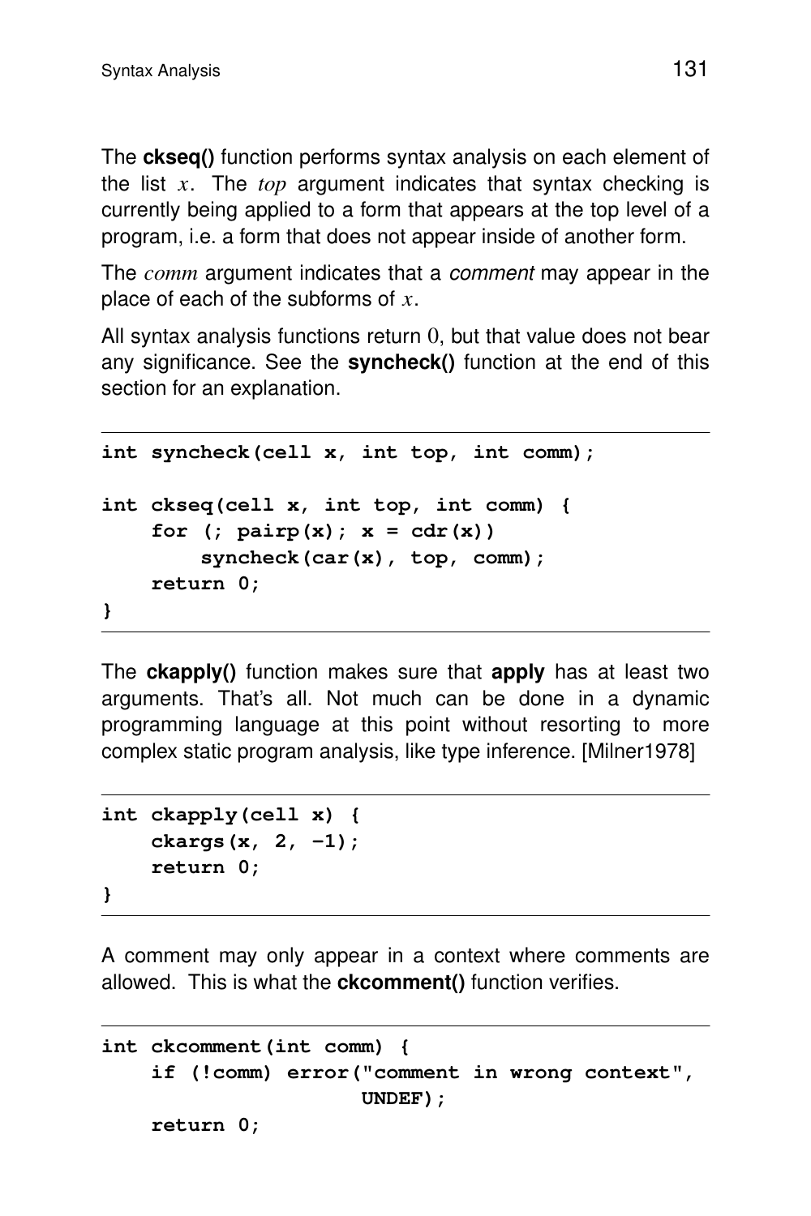The **ckseq()** function performs syntax analysis on each element of the list $x$. The *top* argument indicates that syntax checking is currently being applied to a form that appears at the top level of a program, i.e. a form that does not appear inside of another form.

The *comm* argument indicates that a *comment* may appear in the place of each of the subforms of $x$.

All syntax analysis functions return 0, but that value does not bear any significance. See the **syncheck()** function at the end of this section for an explanation.

```
int syncheck(cell x, int top, int comm);

int ckseq(cell x, int top, int comm) {
    for (; pairp(x); x = cdr(x))
        syncheck(car(x), top, comm);
    return 0;
}
```

The **ckapply()** function makes sure that **apply** has at least two arguments. That's all. Not much can be done in a dynamic programming language at this point without resorting to more complex static program analysis, like type inference. [Milner1978]

```
int ckapply(cell x) {
    ckargs(x, 2, -1);
    return 0;
}
```

A comment may only appear in a context where comments are allowed. This is what the **ckcomment()** function verifies.

```
int ckcomment(int comm) {
    if (!comm) error("comment in wrong context",
                     UNDEF);
    return 0;
```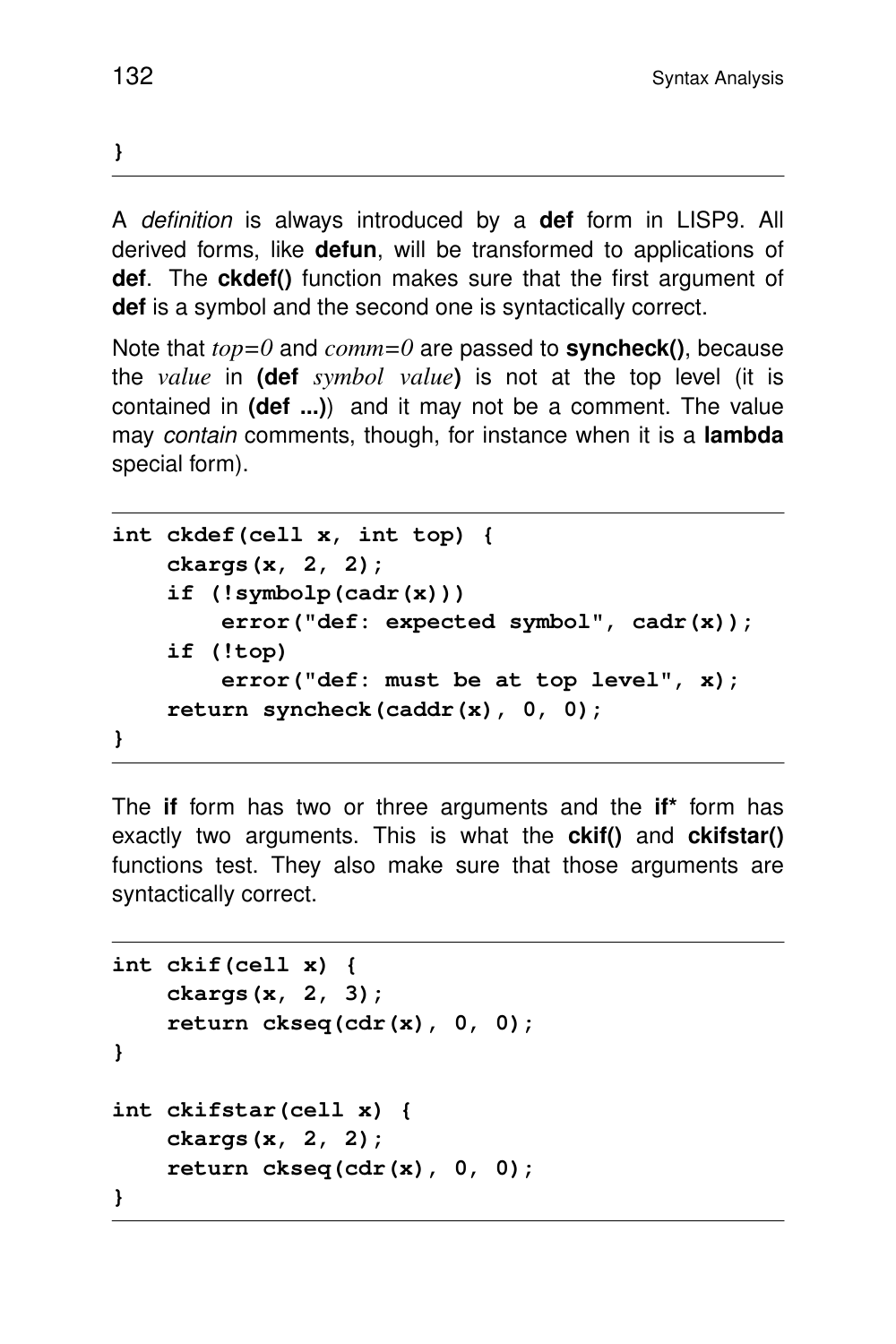```
}
```

A *definition* is always introduced by a **def** form in LISP9. All derived forms, like **defun**, will be transformed to applications of **def**. The **ckdef()** function makes sure that the first argument of **def** is a symbol and the second one is syntactically correct.

Note that *top=0* and *comm=0* are passed to **syncheck()**, because the *value* in **(def** *symbol value***)** is not at the top level (it is contained in **(def ...)**) and it may not be a comment. The value may *contain* comments, though, for instance when it is a **lambda** special form).

```
int ckdef(cell x, int top) {
    ckargs(x, 2, 2);
    if (!symbolp(cadr(x)))
        error("def: expected symbol", cadr(x));
    if (!top)
        error("def: must be at top level", x);
    return syncheck(caddr(x), 0, 0);
}
```

The **if** form has two or three arguments and the **if*** form has exactly two arguments. This is what the **ckif()** and **ckifstar()** functions test. They also make sure that those arguments are syntactically correct.

```
int ckif(cell x) {
    ckargs(x, 2, 3);
    return ckseq(cdr(x), 0, 0);
}

int ckifstar(cell x) {
    ckargs(x, 2, 2);
    return ckseq(cdr(x), 0, 0);
}
```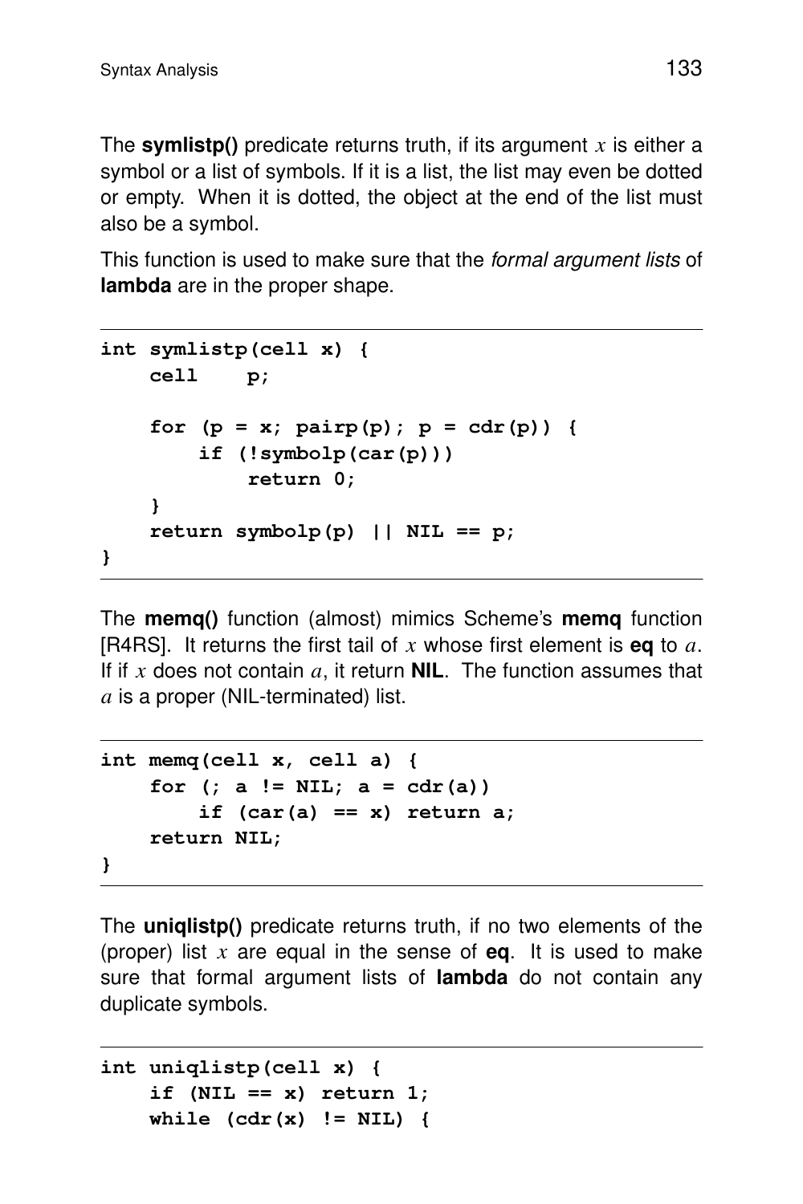The **symlistp()** predicate returns truth, if its argument $x$ is either a symbol or a list of symbols. If it is a list, the list may even be dotted or empty. When it is dotted, the object at the end of the list must also be a symbol.

This function is used to make sure that the *formal argument lists* of **lambda** are in the proper shape.

```
int symlistp(cell x) {
    cell    p;

    for (p = x; pairp(p); p = cdr(p)) {
        if (!symbolp(car(p)))
            return 0;
    }
    return symbolp(p) || NIL == p;
}
```

The **memq()** function (almost) mimics Scheme's **memq** function [R4RS]. It returns the first tail of $x$ whose first element is **eq** to $a$. If if $x$ does not contain $a$, it return **NIL**. The function assumes that $a$ is a proper (NIL-terminated) list.

```
int memq(cell x, cell a) {
    for (; a != NIL; a = cdr(a))
        if (car(a) == x) return a;
    return NIL;
}
```

The **uniqlistp()** predicate returns truth, if no two elements of the (proper) list $x$ are equal in the sense of **eq**. It is used to make sure that formal argument lists of **lambda** do not contain any duplicate symbols.

```
int uniqlistp(cell x) {
    if (NIL == x) return 1;
    while (cdr(x) != NIL) {
```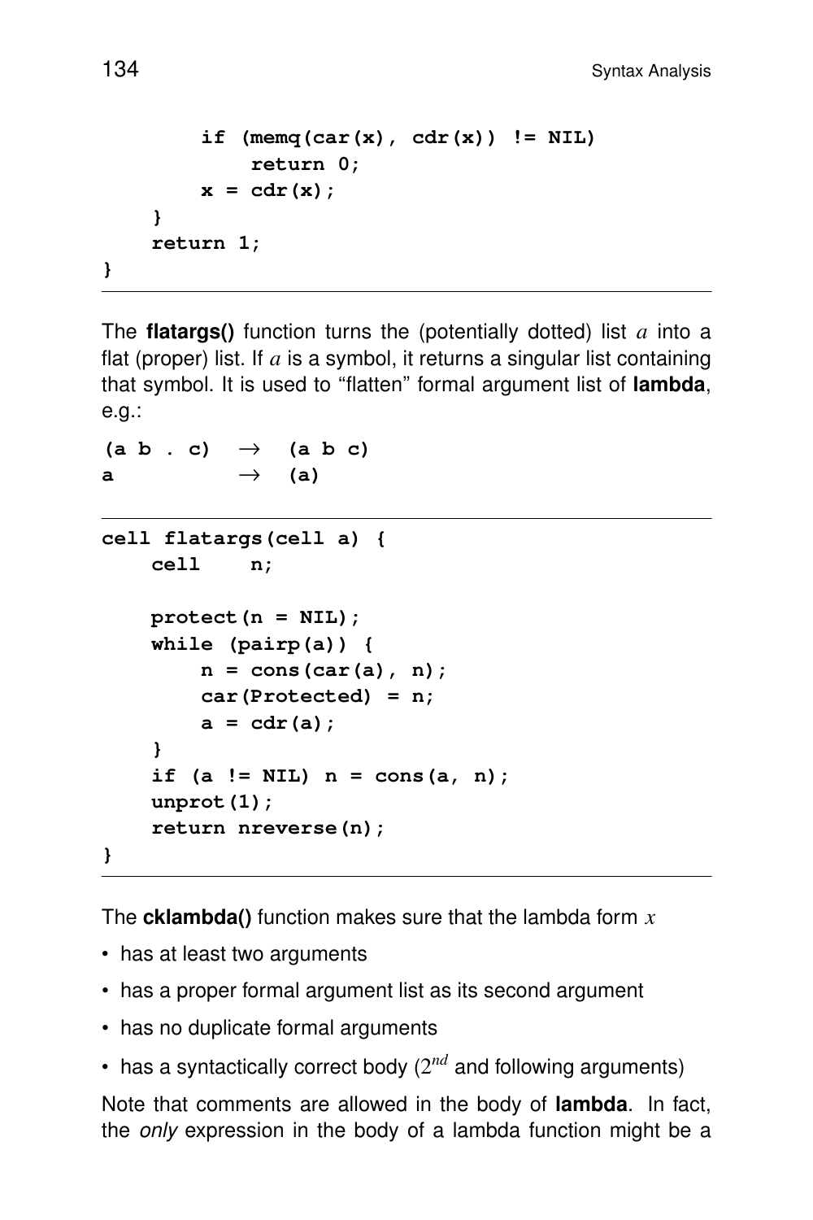```
        if (memq(car(x), cdr(x)) != NIL)
            return 0;
        x = cdr(x);
    }
    return 1;
}
```

The **flatargs()** function turns the (potentially dotted) list $a$ into a flat (proper) list. If $a$ is a symbol, it returns a singular list containing that symbol. It is used to "flatten" formal argument list of **lambda**, e.g.:

```
(a b . c)   →   (a b c)
a           →   (a)
```

```
cell flatargs(cell a) {
    cell    n;

    protect(n = NIL);
    while (pairp(a)) {
        n = cons(car(a), n);
        car(Protected) = n;
        a = cdr(a);
    }
    if (a != NIL) n = cons(a, n);
    unprot(1);
    return nreverse(n);
}
```

The **cklambda()** function makes sure that the lambda form $x$

- has at least two arguments
- has a proper formal argument list as its second argument
- has no duplicate formal arguments
- has a syntactically correct body ($2^{nd}$ and following arguments)

Note that comments are allowed in the body of **lambda**. In fact, the *only* expression in the body of a lambda function might be a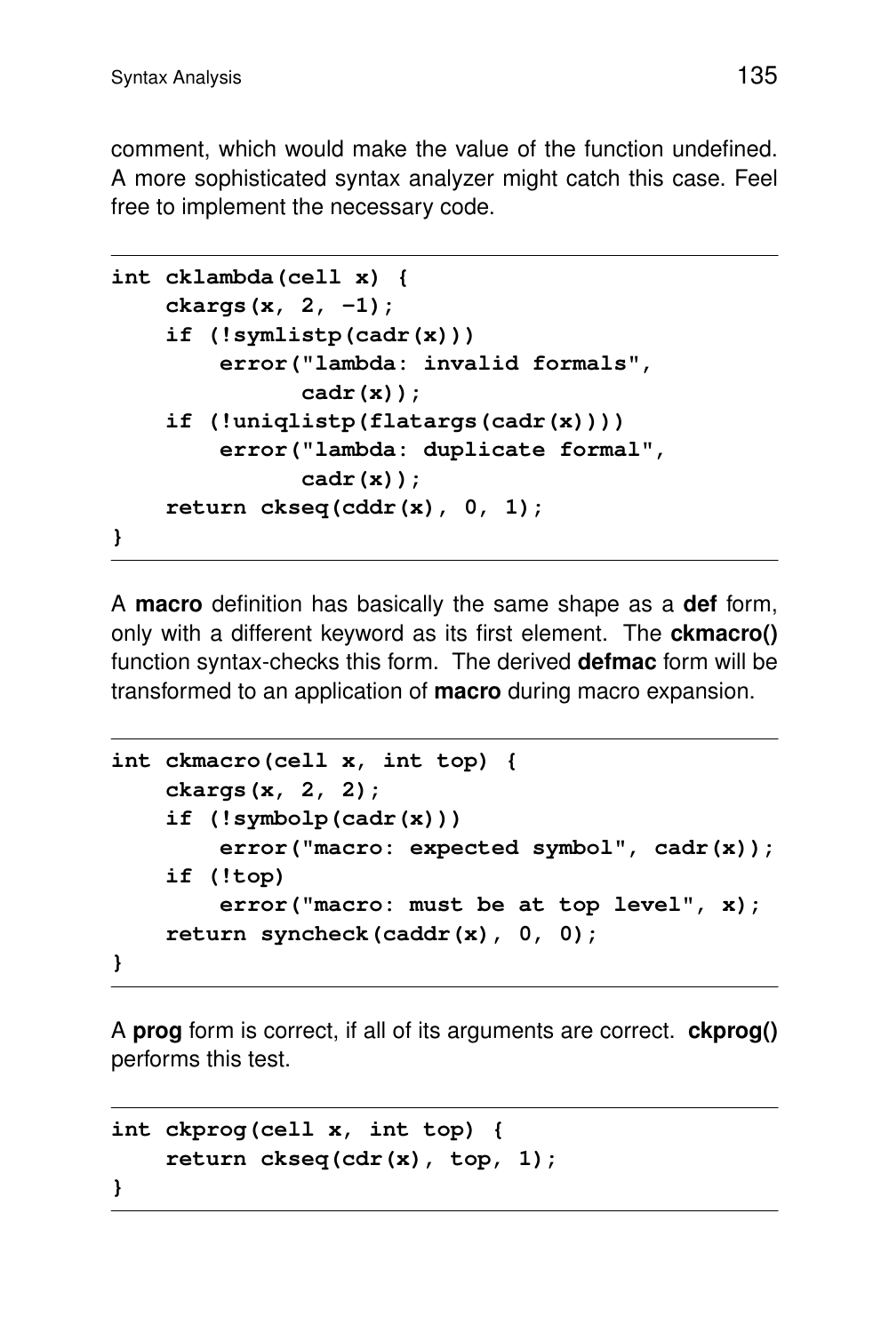comment, which would make the value of the function undefined. A more sophisticated syntax analyzer might catch this case. Feel free to implement the necessary code.

```
int cklambda(cell x) {
    ckargs(x, 2, -1);
    if (!symlistp(cadr(x)))
        error("lambda: invalid formals",
              cadr(x));
    if (!uniqlistp(flatargs(cadr(x))))
        error("lambda: duplicate formal",
              cadr(x));
    return ckseq(cddr(x), 0, 1);
}
```

A **macro** definition has basically the same shape as a **def** form, only with a different keyword as its first element. The **ckmacro()** function syntax-checks this form. The derived **defmac** form will be transformed to an application of **macro** during macro expansion.

```
int ckmacro(cell x, int top) {
    ckargs(x, 2, 2);
    if (!symbolp(cadr(x)))
        error("macro: expected symbol", cadr(x));
    if (!top)
        error("macro: must be at top level", x);
    return syncheck(caddr(x), 0, 0);
}
```

A **prog** form is correct, if all of its arguments are correct. **ckprog()** performs this test.

```
int ckprog(cell x, int top) {
    return ckseq(cdr(x), top, 1);
}
```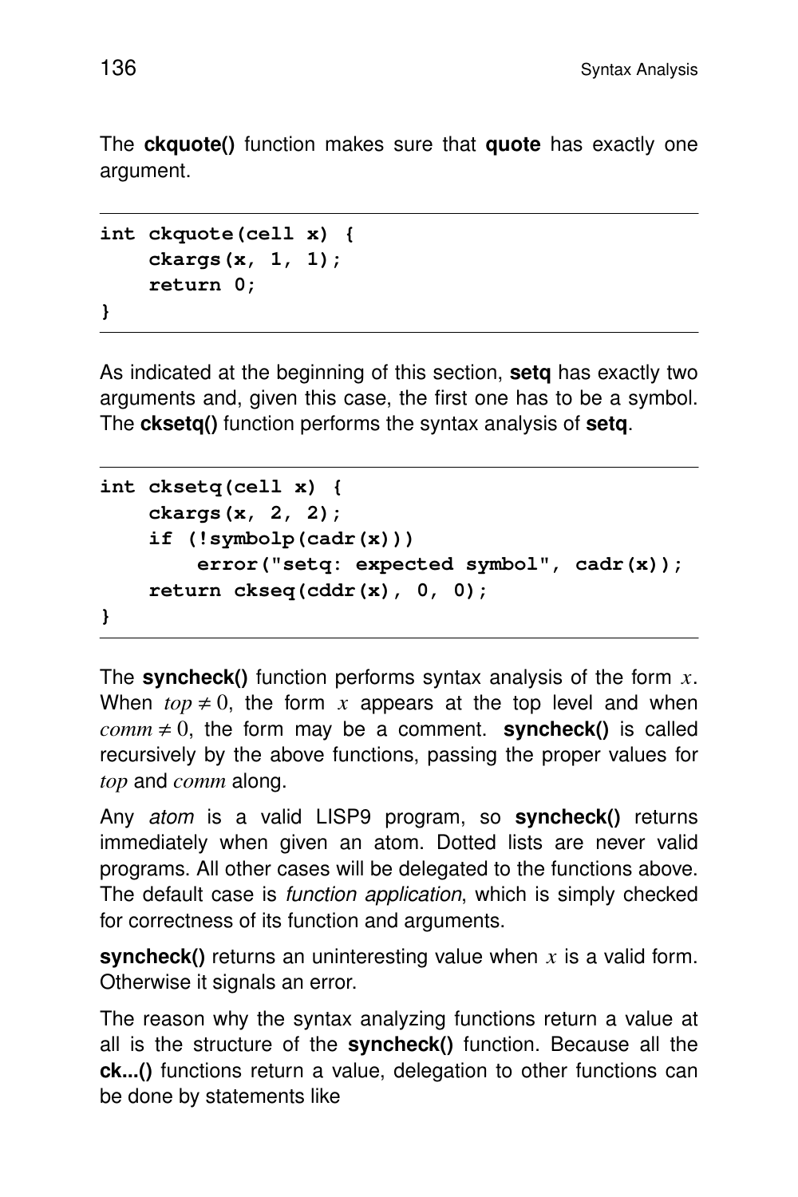The **ckquote()** function makes sure that **quote** has exactly one argument.

```
int ckquote(cell x) {
    ckargs(x, 1, 1);
    return 0;
}
```

As indicated at the beginning of this section, **setq** has exactly two arguments and, given this case, the first one has to be a symbol. The **cksetq()** function performs the syntax analysis of **setq**.

```
int cksetq(cell x) {
    ckargs(x, 2, 2);
    if (!symbolp(cadr(x)))
        error("setq: expected symbol", cadr(x));
    return ckseq(cddr(x), 0, 0);
}
```

The **syncheck()** function performs syntax analysis of the form $x$. When $top \neq 0$, the form $x$ appears at the top level and when $comm \neq 0$, the form may be a comment. **syncheck()** is called recursively by the above functions, passing the proper values for $top$ and $comm$ along.

Any *atom* is a valid LISP9 program, so **syncheck()** returns immediately when given an atom. Dotted lists are never valid programs. All other cases will be delegated to the functions above. The default case is *function application*, which is simply checked for correctness of its function and arguments.

**syncheck()** returns an uninteresting value when $x$ is a valid form. Otherwise it signals an error.

The reason why the syntax analyzing functions return a value at all is the structure of the **syncheck()** function. Because all the **ck...()** functions return a value, delegation to other functions can be done by statements like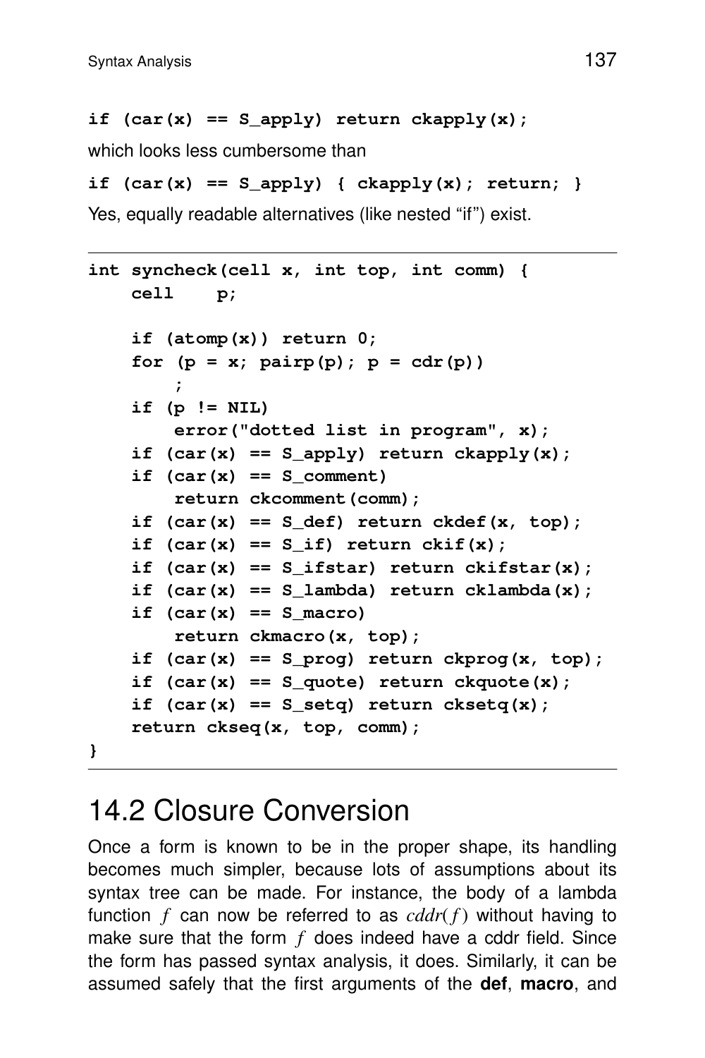```
if (car(x) == S_apply) return ckapply(x);
```

which looks less cumbersome than

```
if (car(x) == S_apply) { ckapply(x); return; }
```

Yes, equally readable alternatives (like nested "if") exist.

---

```
int syncheck(cell x, int top, int comm) {
    cell    p;

    if (atomp(x)) return 0;
    for (p = x; pairp(p); p = cdr(p))
        ;
    if (p != NIL)
        error("dotted list in program", x);
    if (car(x) == S_apply) return ckapply(x);
    if (car(x) == S_comment)
        return ckcomment(comm);
    if (car(x) == S_def) return ckdef(x, top);
    if (car(x) == S_if) return ckif(x);
    if (car(x) == S_ifstar) return ckifstar(x);
    if (car(x) == S_lambda) return cklambda(x);
    if (car(x) == S_macro)
        return ckmacro(x, top);
    if (car(x) == S_prog) return ckprog(x, top);
    if (car(x) == S_quote) return ckquote(x);
    if (car(x) == S_setq) return cksetq(x);
    return ckseq(x, top, comm);
}
```

---

## 14.2 Closure Conversion

Once a form is known to be in the proper shape, its handling becomes much simpler, because lots of assumptions about its syntax tree can be made. For instance, the body of a lambda function $f$ can now be referred to as $cddr(f)$ without having to make sure that the form $f$ does indeed have a cddr field. Since the form has passed syntax analysis, it does. Similarly, it can be assumed safely that the first arguments of the **def**, **macro**, and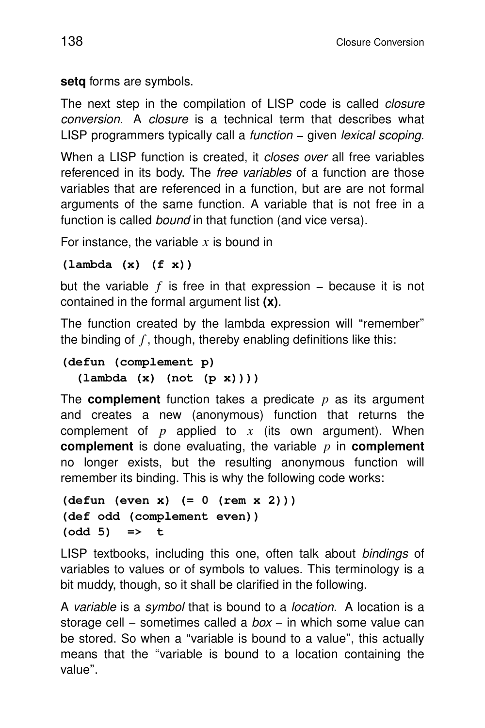**setq** forms are symbols.

The next step in the compilation of LISP code is called *closure conversion*. A *closure* is a technical term that describes what LISP programmers typically call a *function* – given *lexical scoping*.

When a LISP function is created, it *closes over* all free variables referenced in its body. The *free variables* of a function are those variables that are referenced in a function, but are are not formal arguments of the same function. A variable that is not free in a function is called *bound* in that function (and vice versa).

For instance, the variable $x$ is bound in

```
(lambda (x) (f x))
```

but the variable $f$ is free in that expression – because it is not contained in the formal argument list **(x)**.

The function created by the lambda expression will "remember" the binding of $f$, though, thereby enabling definitions like this:

```
(defun (complement p)
  (lambda (x) (not (p x))))
```

The **complement** function takes a predicate $p$ as its argument and creates a new (anonymous) function that returns the complement of $p$ applied to $x$ (its own argument). When **complement** is done evaluating, the variable $p$ in **complement** no longer exists, but the resulting anonymous function will remember its binding. This is why the following code works:

```
(defun (even x) (= 0 (rem x 2)))
(def odd (complement even))
(odd 5)  =>  t
```

LISP textbooks, including this one, often talk about *bindings* of variables to values or of symbols to values. This terminology is a bit muddy, though, so it shall be clarified in the following.

A *variable* is a *symbol* that is bound to a *location*. A location is a storage cell – sometimes called a *box* – in which some value can be stored. So when a "variable is bound to a value", this actually means that the "variable is bound to a location containing the value".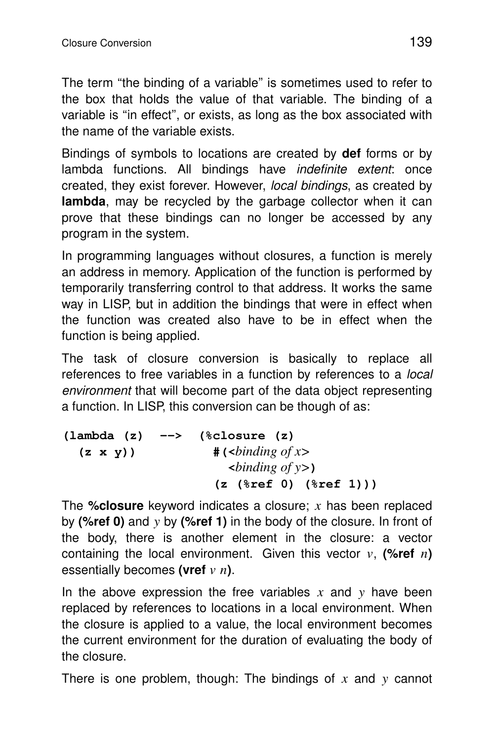The term "the binding of a variable" is sometimes used to refer to the box that holds the value of that variable. The binding of a variable is "in effect", or exists, as long as the box associated with the name of the variable exists.

Bindings of symbols to locations are created by **def** forms or by lambda functions. All bindings have *indefinite extent*: once created, they exist forever. However, *local bindings*, as created by **lambda**, may be recycled by the garbage collector when it can prove that these bindings can no longer be accessed by any program in the system.

In programming languages without closures, a function is merely an address in memory. Application of the function is performed by temporarily transferring control to that address. It works the same way in LISP, but in addition the bindings that were in effect when the function was created also have to be in effect when the function is being applied.

The task of closure conversion is basically to replace all references to free variables in a function by references to a *local environment* that will become part of the data object representing a function. In LISP, this conversion can be though of as:

```
(lambda (z)  -->  (%closure (z)
  (z x y))          #(<binding of x>
                      <binding of y>)
                    (z (%ref 0) (%ref 1)))
```

The **%closure** keyword indicates a closure; *x* has been replaced by **(%ref 0)** and *y* by **(%ref 1)** in the body of the closure. In front of the body, there is another element in the closure: a vector containing the local environment. Given this vector *v*, **(%ref** *n***)** essentially becomes **(vref** *v n***)**.

In the above expression the free variables *x* and *y* have been replaced by references to locations in a local environment. When the closure is applied to a value, the local environment becomes the current environment for the duration of evaluating the body of the closure.

There is one problem, though: The bindings of *x* and *y* cannot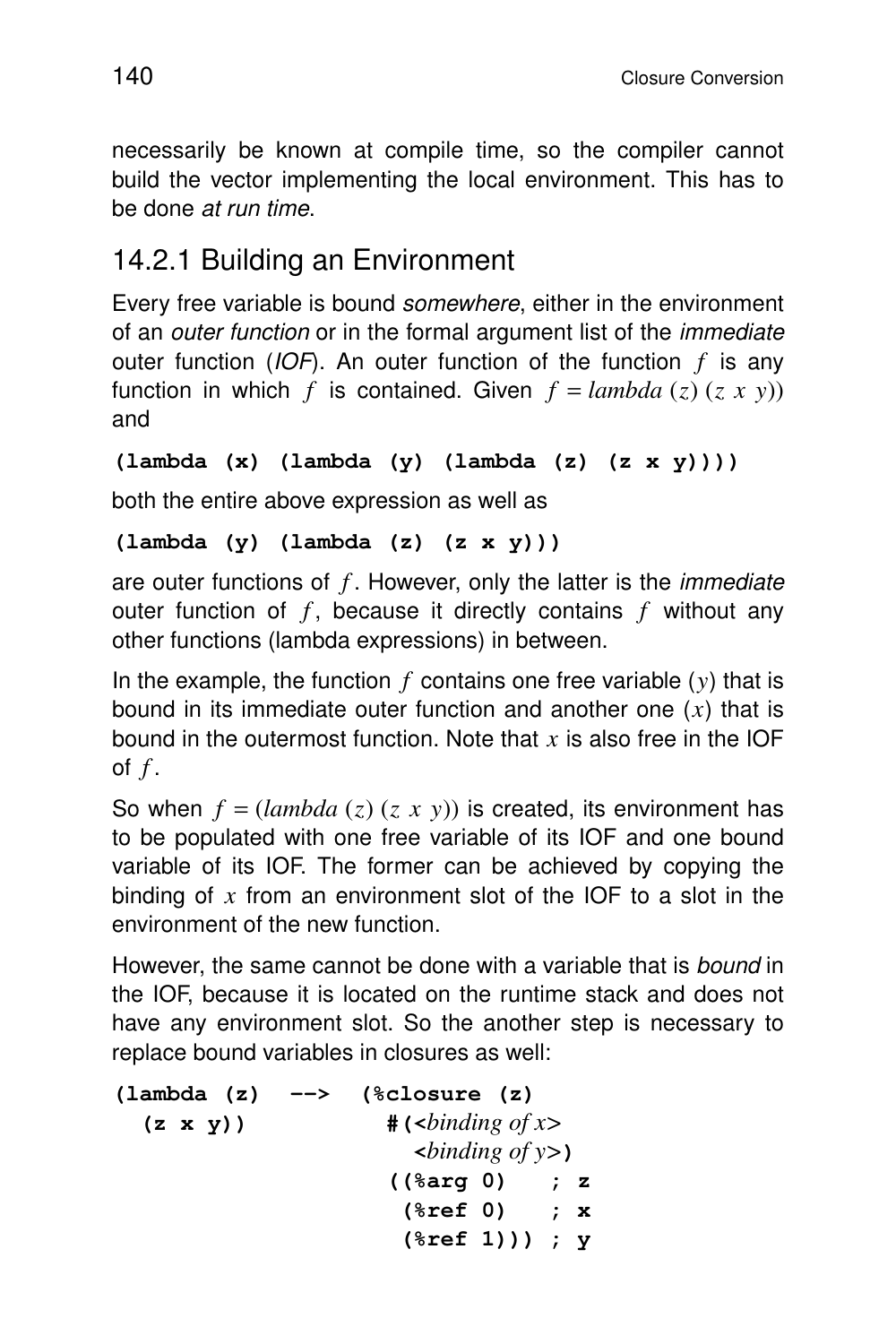necessarily be known at compile time, so the compiler cannot build the vector implementing the local environment. This has to be done *at run time*.

## 14.2.1 Building an Environment

Every free variable is bound *somewhere*, either in the environment of an *outer function* or in the formal argument list of the *immediate* outer function (*IOF*). An outer function of the function $f$ is any function in which $f$ is contained. Given $f = lambda\ (z)\ (z\ x\ y))$ and

```
(lambda (x) (lambda (y) (lambda (z) (z x y))))
```

both the entire above expression as well as

```
(lambda (y) (lambda (z) (z x y)))
```

are outer functions of $f$. However, only the latter is the *immediate* outer function of $f$, because it directly contains $f$ without any other functions (lambda expressions) in between.

In the example, the function $f$ contains one free variable ($y$) that is bound in its immediate outer function and another one ($x$) that is bound in the outermost function. Note that $x$ is also free in the IOF of $f$.

So when $f = (lambda\ (z)\ (z\ x\ y))$ is created, its environment has to be populated with one free variable of its IOF and one bound variable of its IOF. The former can be achieved by copying the binding of $x$ from an environment slot of the IOF to a slot in the environment of the new function.

However, the same cannot be done with a variable that is *bound* in the IOF, because it is located on the runtime stack and does not have any environment slot. So the another step is necessary to replace bound variables in closures as well:

```
(lambda (z)  -->  (%closure (z)
  (z x y))          #(<binding of x>
                      <binding of y>)
                    ((%arg 0)   ; z
                     (%ref 0)   ; x
                     (%ref 1))) ; y
```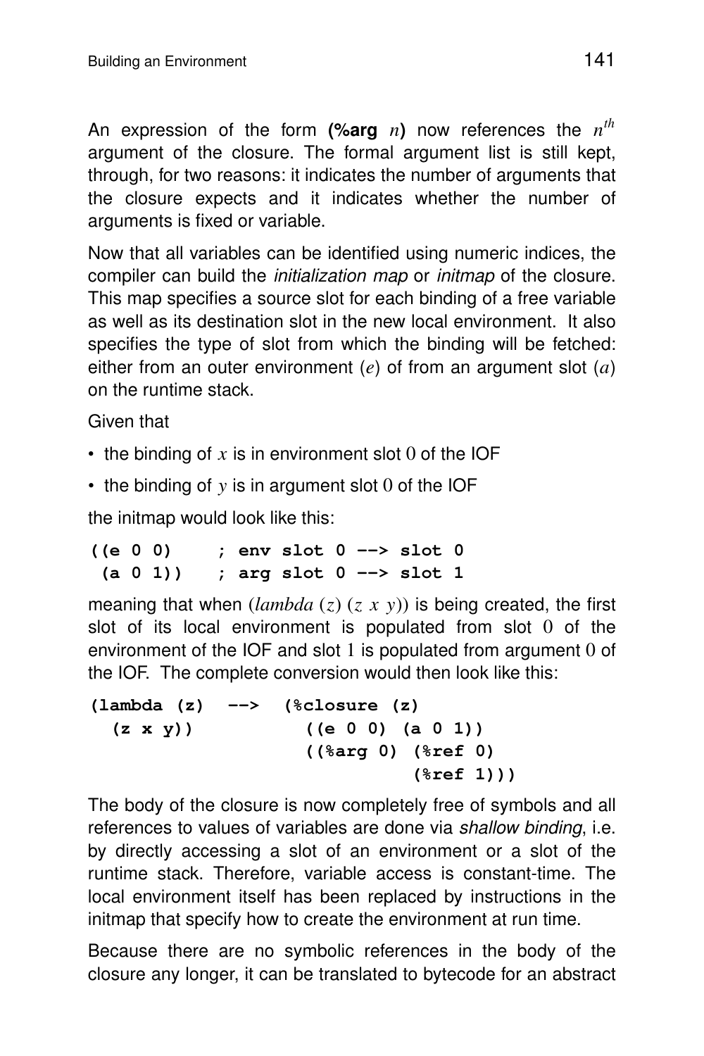An expression of the form **(%arg** $n$**)** now references the $n^{th}$ argument of the closure. The formal argument list is still kept, through, for two reasons: it indicates the number of arguments that the closure expects and it indicates whether the number of arguments is fixed or variable.

Now that all variables can be identified using numeric indices, the compiler can build the *initialization map* or *initmap* of the closure. This map specifies a source slot for each binding of a free variable as well as its destination slot in the new local environment. It also specifies the type of slot from which the binding will be fetched: either from an outer environment ($e$) of from an argument slot ($a$) on the runtime stack.

Given that

- the binding of $x$ is in environment slot $0$ of the IOF
- the binding of $y$ is in argument slot $0$ of the IOF

the initmap would look like this:

```
((e 0 0)    ; env slot 0 --> slot 0
 (a 0 1))   ; arg slot 0 --> slot 1
```

meaning that when $(lambda\ (z)\ (z\ x\ y))$ is being created, the first slot of its local environment is populated from slot $0$ of the environment of the IOF and slot $1$ is populated from argument $0$ of the IOF. The complete conversion would then look like this:

```
(lambda (z)  -->  (%closure (z)
  (z x y))          ((e 0 0) (a 0 1))
                    ((%arg 0) (%ref 0)
                              (%ref 1)))
```

The body of the closure is now completely free of symbols and all references to values of variables are done via *shallow binding*, i.e. by directly accessing a slot of an environment or a slot of the runtime stack. Therefore, variable access is constant-time. The local environment itself has been replaced by instructions in the initmap that specify how to create the environment at run time.

Because there are no symbolic references in the body of the closure any longer, it can be translated to bytecode for an abstract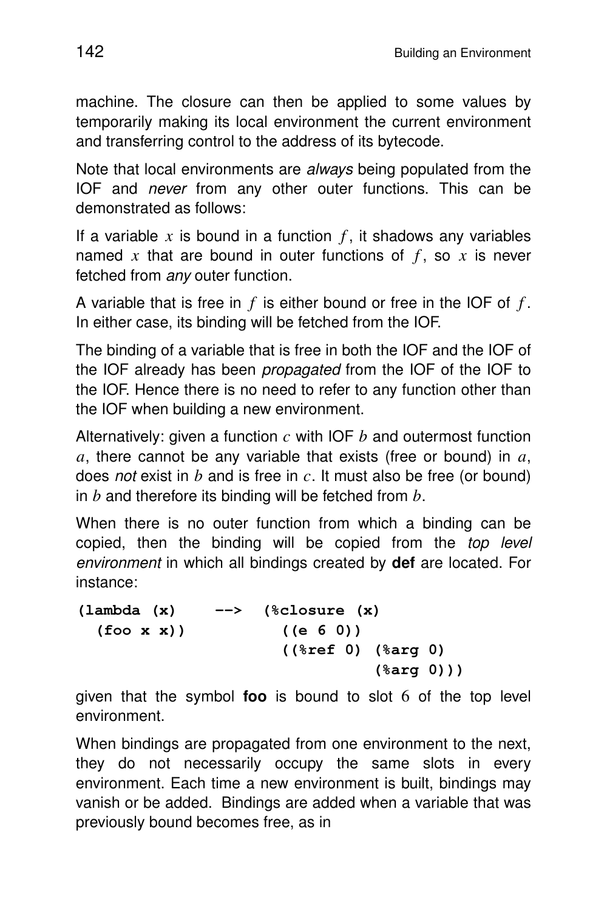machine. The closure can then be applied to some values by temporarily making its local environment the current environment and transferring control to the address of its bytecode.

Note that local environments are *always* being populated from the IOF and *never* from any other outer functions. This can be demonstrated as follows:

If a variable $x$ is bound in a function $f$, it shadows any variables named $x$ that are bound in outer functions of $f$, so $x$ is never fetched from *any* outer function.

A variable that is free in $f$ is either bound or free in the IOF of $f$. In either case, its binding will be fetched from the IOF.

The binding of a variable that is free in both the IOF and the IOF of the IOF already has been *propagated* from the IOF of the IOF to the IOF. Hence there is no need to refer to any function other than the IOF when building a new environment.

Alternatively: given a function $c$ with IOF $b$ and outermost function $a$, there cannot be any variable that exists (free or bound) in $a$, does *not* exist in $b$ and is free in $c$. It must also be free (or bound) in $b$ and therefore its binding will be fetched from $b$.

When there is no outer function from which a binding can be copied, then the binding will be copied from the *top level environment* in which all bindings created by **def** are located. For instance:

```
(lambda (x)     -->  (%closure (x)
  (foo x x))           ((e 6 0))
                       ((%ref 0) (%arg 0)
                                 (%arg 0)))
```

given that the symbol **foo** is bound to slot 6 of the top level environment.

When bindings are propagated from one environment to the next, they do not necessarily occupy the same slots in every environment. Each time a new environment is built, bindings may vanish or be added. Bindings are added when a variable that was previously bound becomes free, as in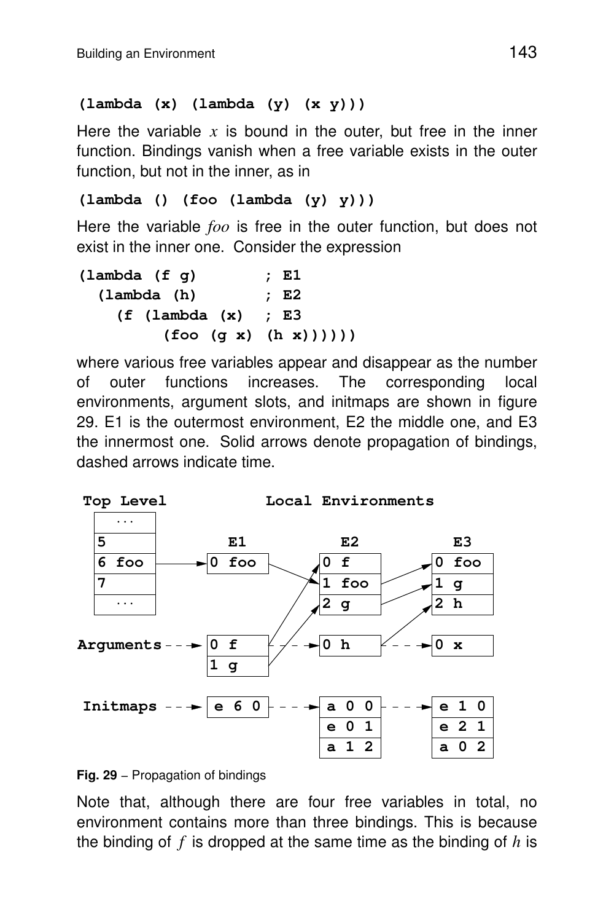```
(lambda (x) (lambda (y) (x y)))
```

Here the variable $x$ is bound in the outer, but free in the inner function. Bindings vanish when a free variable exists in the outer function, but not in the inner, as in

```
(lambda () (foo (lambda (y) y)))
```

Here the variable *foo* is free in the outer function, but does not exist in the inner one. Consider the expression

```
(lambda (f g)        ; E1
  (lambda (h)        ; E2
    (f (lambda (x)   ; E3
         (foo (g x) (h x))))))
```

where various free variables appear and disappear as the number of outer functions increases. The corresponding local environments, argument slots, and initmaps are shown in figure 29. E1 is the outermost environment, E2 the middle one, and E3 the innermost one. Solid arrows denote propagation of bindings, dashed arrows indicate time.

```
Top Level              Local Environments

  ...               E1             E2             E3
  5
  6 foo  ------>  0 foo          0 f            0 foo
  7                              1 foo          1 g
  ...                            2 g            2 h

Arguments - - ->  0 f  - - - ->  0 h  - - - ->  0 x
                  1 g

Initmaps  - - ->  e 6 0 - - ->   a 0 0 - - ->   e 1 0
                                 e 0 1          e 2 1
                                 a 1 2          a 0 2
```

**Fig. 29** – Propagation of bindings

Note that, although there are four free variables in total, no environment contains more than three bindings. This is because the binding of $f$ is dropped at the same time as the binding of $h$ is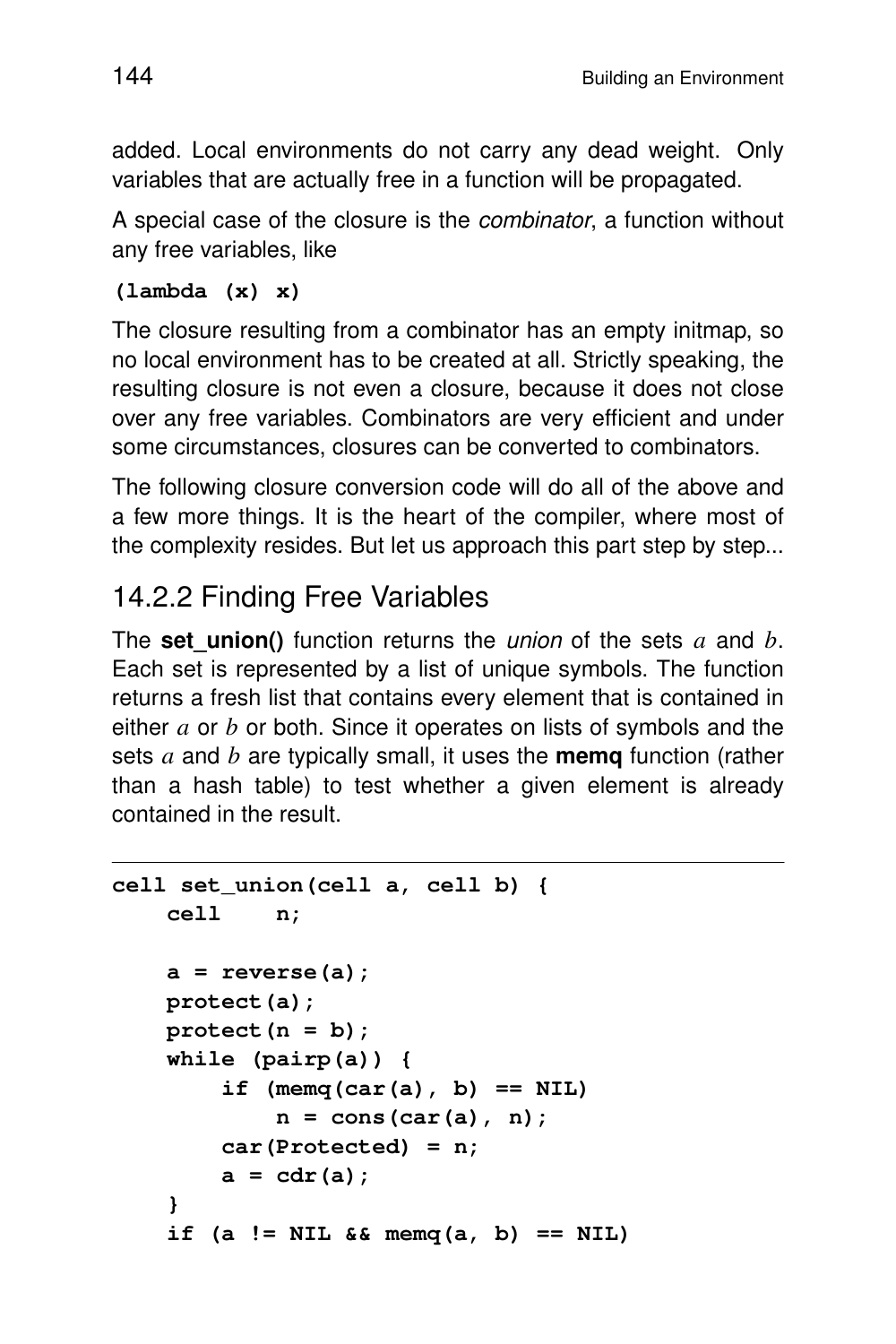added. Local environments do not carry any dead weight. Only variables that are actually free in a function will be propagated.

A special case of the closure is the *combinator*, a function without any free variables, like

```
(lambda (x) x)
```

The closure resulting from a combinator has an empty initmap, so no local environment has to be created at all. Strictly speaking, the resulting closure is not even a closure, because it does not close over any free variables. Combinators are very efficient and under some circumstances, closures can be converted to combinators.

The following closure conversion code will do all of the above and a few more things. It is the heart of the compiler, where most of the complexity resides. But let us approach this part step by step...

## 14.2.2 Finding Free Variables

The **set_union()** function returns the *union* of the sets $a$ and $b$. Each set is represented by a list of unique symbols. The function returns a fresh list that contains every element that is contained in either $a$ or $b$ or both. Since it operates on lists of symbols and the sets $a$ and $b$ are typically small, it uses the **memq** function (rather than a hash table) to test whether a given element is already contained in the result.

```
cell set_union(cell a, cell b) {
    cell    n;

    a = reverse(a);
    protect(a);
    protect(n = b);
    while (pairp(a)) {
        if (memq(car(a), b) == NIL)
            n = cons(car(a), n);
        car(Protected) = n;
        a = cdr(a);
    }
    if (a != NIL && memq(a, b) == NIL)
```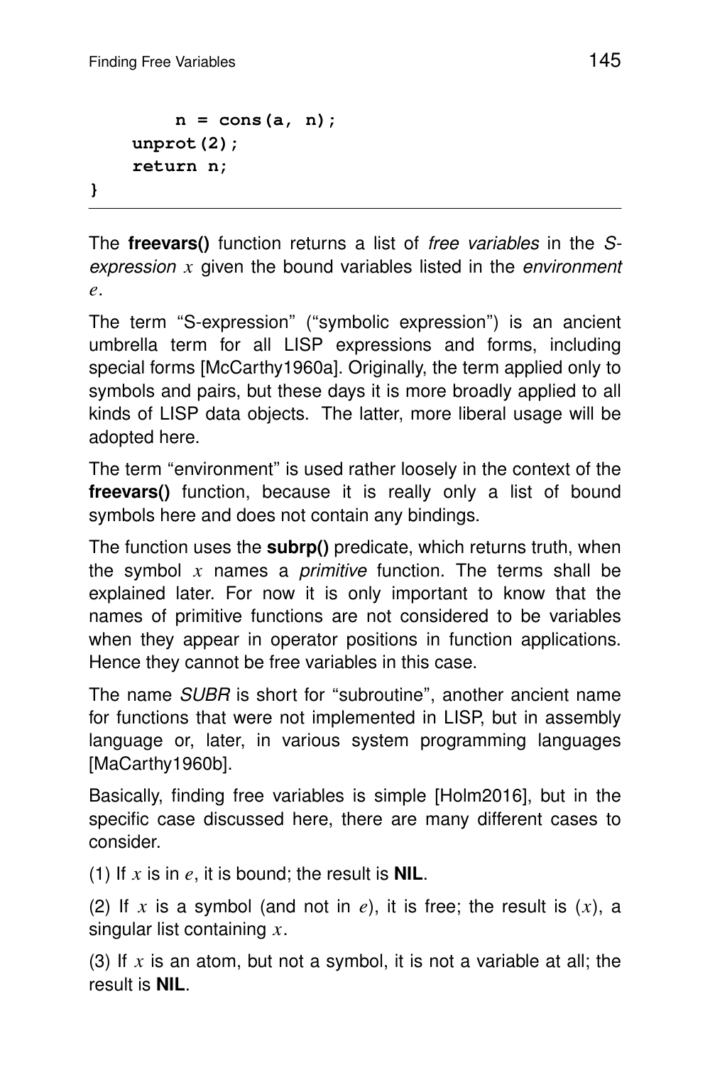```
        n = cons(a, n);
    unprot(2);
    return n;
}
```

The **freevars()** function returns a list of *free variables* in the *S-expression* $x$ given the bound variables listed in the *environment* $e$.

The term "S-expression" ("symbolic expression") is an ancient umbrella term for all LISP expressions and forms, including special forms [McCarthy1960a]. Originally, the term applied only to symbols and pairs, but these days it is more broadly applied to all kinds of LISP data objects. The latter, more liberal usage will be adopted here.

The term "environment" is used rather loosely in the context of the **freevars()** function, because it is really only a list of bound symbols here and does not contain any bindings.

The function uses the **subrp()** predicate, which returns truth, when the symbol $x$ names a *primitive* function. The terms shall be explained later. For now it is only important to know that the names of primitive functions are not considered to be variables when they appear in operator positions in function applications. Hence they cannot be free variables in this case.

The name *SUBR* is short for "subroutine", another ancient name for functions that were not implemented in LISP, but in assembly language or, later, in various system programming languages [MaCarthy1960b].

Basically, finding free variables is simple [Holm2016], but in the specific case discussed here, there are many different cases to consider.

(1) If $x$ is in $e$, it is bound; the result is **NIL**.

(2) If $x$ is a symbol (and not in $e$), it is free; the result is $(x)$, a singular list containing $x$.

(3) If $x$ is an atom, but not a symbol, it is not a variable at all; the result is **NIL**.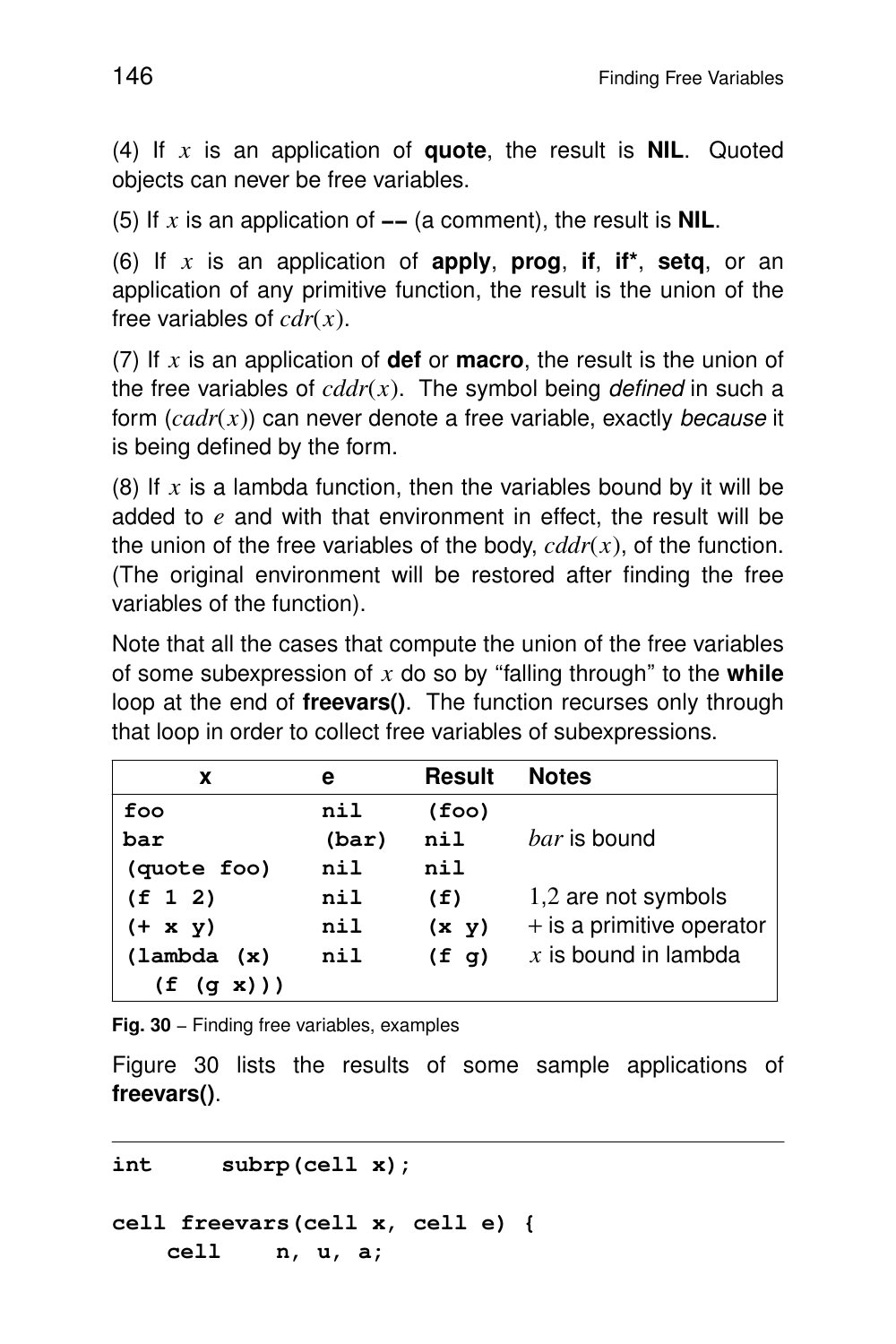(4) If $x$ is an application of **quote**, the result is **NIL**. Quoted objects can never be free variables.

(5) If $x$ is an application of **--** (a comment), the result is **NIL**.

(6) If $x$ is an application of **apply**, **prog**, **if**, **if***, **setq**, or an application of any primitive function, the result is the union of the free variables of $cdr(x)$.

(7) If $x$ is an application of **def** or **macro**, the result is the union of the free variables of $cddr(x)$. The symbol being *defined* in such a form ($cadr(x)$) can never denote a free variable, exactly *because* it is being defined by the form.

(8) If $x$ is a lambda function, then the variables bound by it will be added to $e$ and with that environment in effect, the result will be the union of the free variables of the body, $cddr(x)$, of the function. (The original environment will be restored after finding the free variables of the function).

Note that all the cases that compute the union of the free variables of some subexpression of $x$ do so by "falling through" to the **while** loop at the end of **freevars()**. The function recurses only through that loop in order to collect free variables of subexpressions.

| x | e | Result | Notes |
|---|---|---|---|
| `foo` | `nil` | `(foo)` | |
| `bar` | `(bar)` | `nil` | *bar* is bound |
| `(quote foo)` | `nil` | `nil` | |
| `(f 1 2)` | `nil` | `(f)` | 1,2 are not symbols |
| `(+ x y)` | `nil` | `(x y)` | + is a primitive operator |
| `(lambda (x) (f (g x)))` | `nil` | `(f g)` | $x$ is bound in lambda |

**Fig. 30** – Finding free variables, examples

Figure 30 lists the results of some sample applications of **freevars()**.

```
int     subrp(cell x);

cell freevars(cell x, cell e) {
    cell    n, u, a;
```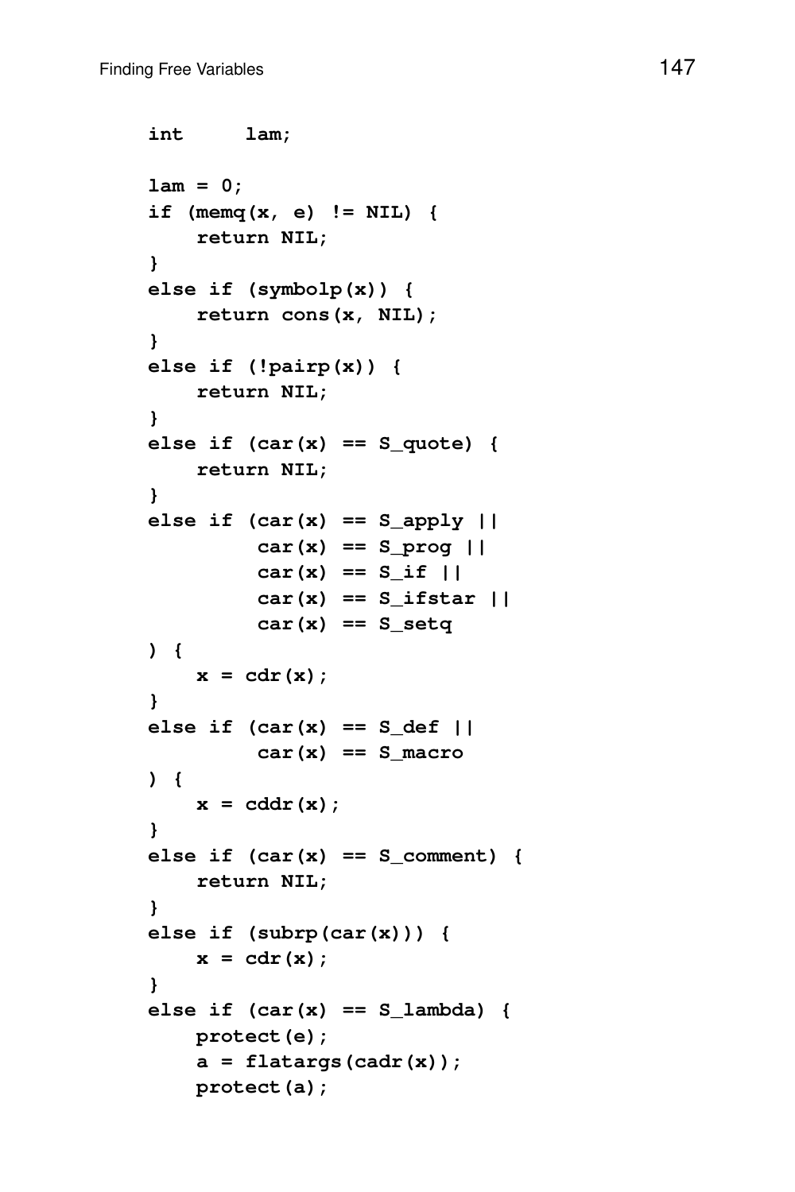```
    int     lam;

    lam = 0;
    if (memq(x, e) != NIL) {
        return NIL;
    }
    else if (symbolp(x)) {
        return cons(x, NIL);
    }
    else if (!pairp(x)) {
        return NIL;
    }
    else if (car(x) == S_quote) {
        return NIL;
    }
    else if (car(x) == S_apply ||
             car(x) == S_prog ||
             car(x) == S_if ||
             car(x) == S_ifstar ||
             car(x) == S_setq
    ) {
        x = cdr(x);
    }
    else if (car(x) == S_def ||
             car(x) == S_macro
    ) {
        x = cddr(x);
    }
    else if (car(x) == S_comment) {
        return NIL;
    }
    else if (subrp(car(x))) {
        x = cdr(x);
    }
    else if (car(x) == S_lambda) {
        protect(e);
        a = flatargs(cadr(x));
        protect(a);
```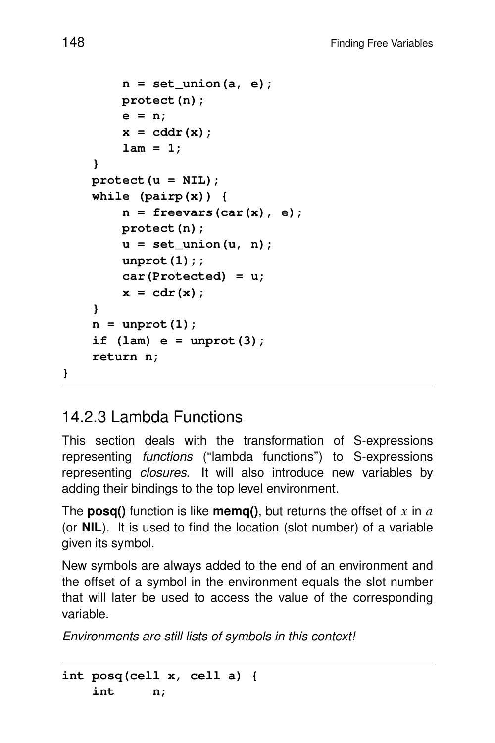```
        n = set_union(a, e);
        protect(n);
        e = n;
        x = cddr(x);
        lam = 1;
    }
    protect(u = NIL);
    while (pairp(x)) {
        n = freevars(car(x), e);
        protect(n);
        u = set_union(u, n);
        unprot(1);;
        car(Protected) = u;
        x = cdr(x);
    }
    n = unprot(1);
    if (lam) e = unprot(3);
    return n;
}
```

## 14.2.3 Lambda Functions

This section deals with the transformation of S-expressions representing *functions* ("lambda functions") to S-expressions representing *closures*. It will also introduce new variables by adding their bindings to the top level environment.

The **posq()** function is like **memq()**, but returns the offset of $x$ in $a$ (or **NIL**). It is used to find the location (slot number) of a variable given its symbol.

New symbols are always added to the end of an environment and the offset of a symbol in the environment equals the slot number that will later be used to access the value of the corresponding variable.

*Environments are still lists of symbols in this context!*

```
int posq(cell x, cell a) {
    int     n;
```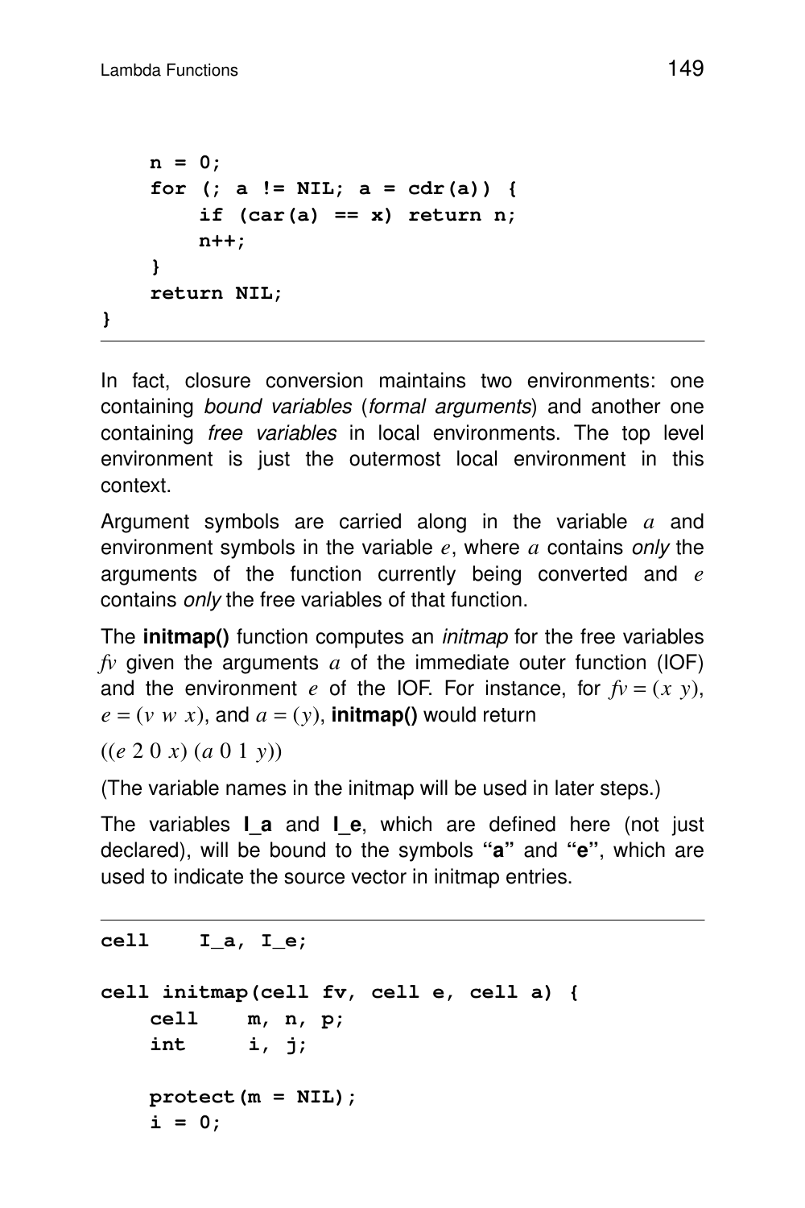```
    n = 0;
    for (; a != NIL; a = cdr(a)) {
        if (car(a) == x) return n;
        n++;
    }
    return NIL;
}
```

In fact, closure conversion maintains two environments: one containing *bound variables* (*formal arguments*) and another one containing *free variables* in local environments. The top level environment is just the outermost local environment in this context.

Argument symbols are carried along in the variable $a$ and environment symbols in the variable $e$, where $a$ contains *only* the arguments of the function currently being converted and $e$ contains *only* the free variables of that function.

The **initmap()** function computes an *initmap* for the free variables $fv$ given the arguments $a$ of the immediate outer function (IOF) and the environment $e$ of the IOF. For instance, for $fv = (x\ y)$, $e = (v\ w\ x)$, and $a = (y)$, **initmap()** would return

$((e\ 2\ 0\ x)\ (a\ 0\ 1\ y))$

(The variable names in the initmap will be used in later steps.)

The variables **I_a** and **I_e**, which are defined here (not just declared), will be bound to the symbols **"a"** and **"e"**, which are used to indicate the source vector in initmap entries.

```
cell    I_a, I_e;

cell initmap(cell fv, cell e, cell a) {
    cell    m, n, p;
    int     i, j;

    protect(m = NIL);
    i = 0;
```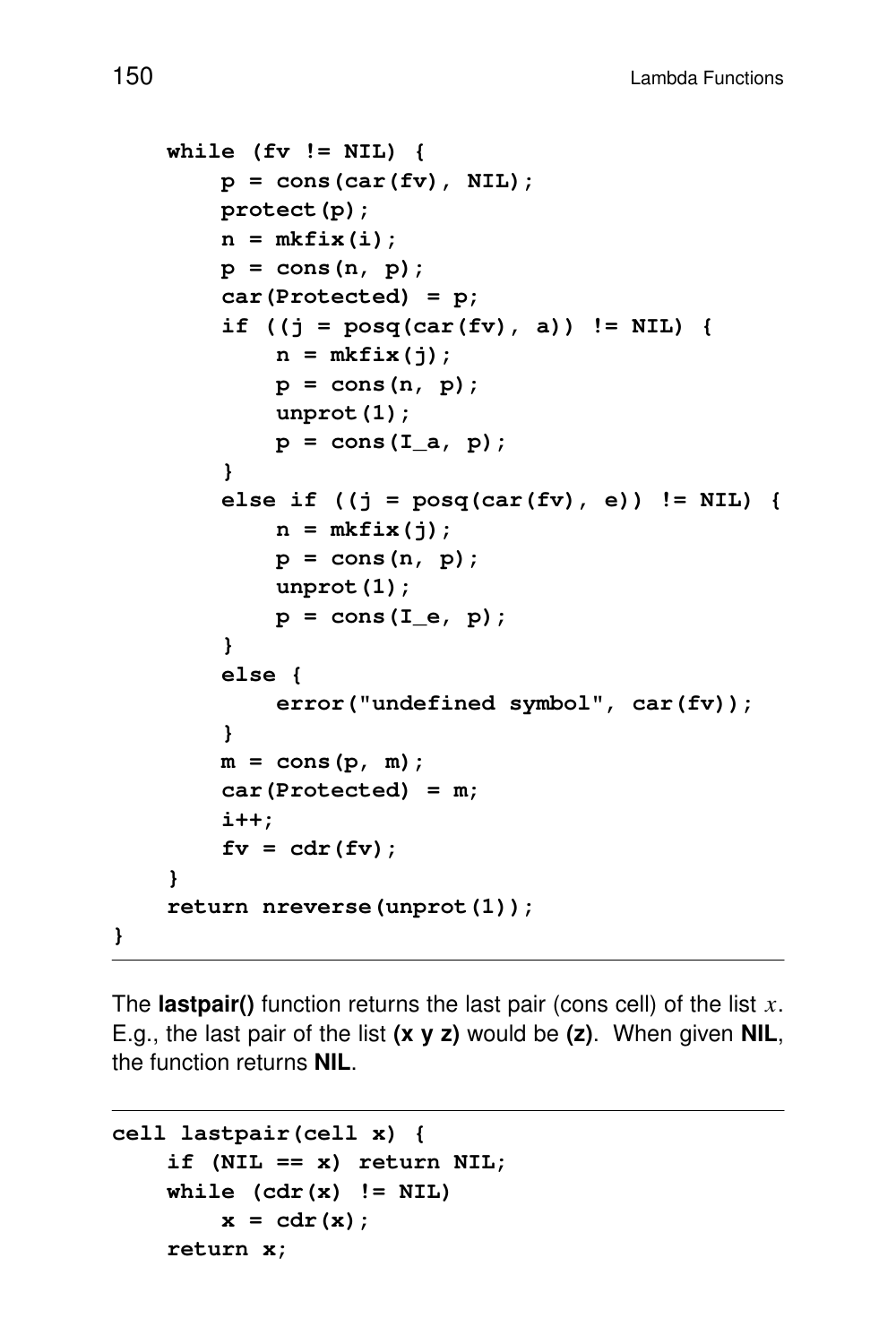```
    while (fv != NIL) {
        p = cons(car(fv), NIL);
        protect(p);
        n = mkfix(i);
        p = cons(n, p);
        car(Protected) = p;
        if ((j = posq(car(fv), a)) != NIL) {
            n = mkfix(j);
            p = cons(n, p);
            unprot(1);
            p = cons(I_a, p);
        }
        else if ((j = posq(car(fv), e)) != NIL) {
            n = mkfix(j);
            p = cons(n, p);
            unprot(1);
            p = cons(I_e, p);
        }
        else {
            error("undefined symbol", car(fv));
        }
        m = cons(p, m);
        car(Protected) = m;
        i++;
        fv = cdr(fv);
    }
    return nreverse(unprot(1));
}
```

The **lastpair()** function returns the last pair (cons cell) of the list $x$. E.g., the last pair of the list **(x y z)** would be **(z)**. When given **NIL**, the function returns **NIL**.

```
cell lastpair(cell x) {
    if (NIL == x) return NIL;
    while (cdr(x) != NIL)
        x = cdr(x);
    return x;
```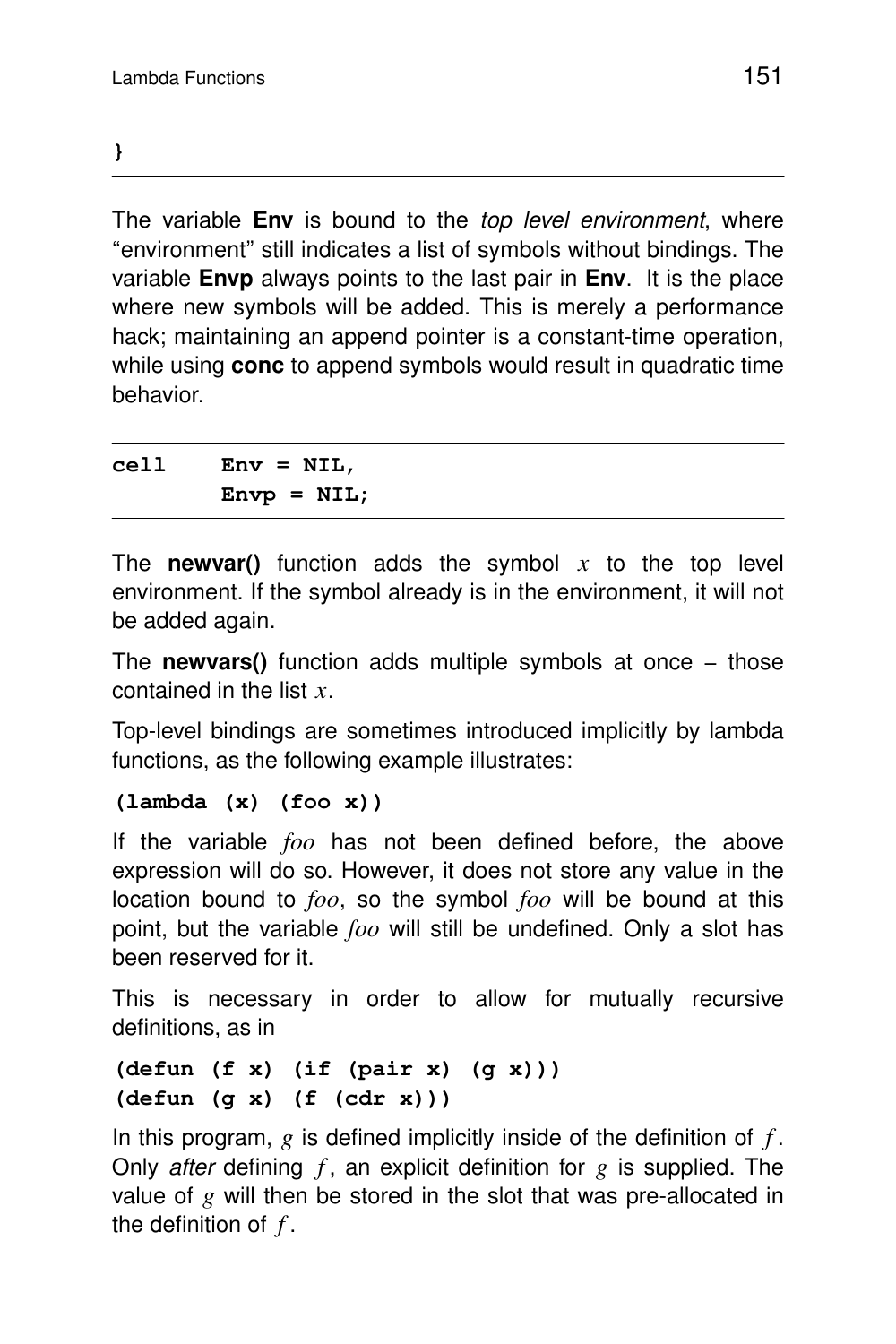```
}
```

The variable **Env** is bound to the *top level environment*, where "environment" still indicates a list of symbols without bindings. The variable **Envp** always points to the last pair in **Env**. It is the place where new symbols will be added. This is merely a performance hack; maintaining an append pointer is a constant-time operation, while using **conc** to append symbols would result in quadratic time behavior.

```
cell    Env = NIL,
        Envp = NIL;
```

The **newvar()** function adds the symbol $x$ to the top level environment. If the symbol already is in the environment, it will not be added again.

The **newvars()** function adds multiple symbols at once – those contained in the list $x$.

Top-level bindings are sometimes introduced implicitly by lambda functions, as the following example illustrates:

```
(lambda (x) (foo x))
```

If the variable *foo* has not been defined before, the above expression will do so. However, it does not store any value in the location bound to *foo*, so the symbol *foo* will be bound at this point, but the variable *foo* will still be undefined. Only a slot has been reserved for it.

This is necessary in order to allow for mutually recursive definitions, as in

```
(defun (f x) (if (pair x) (g x)))
(defun (g x) (f (cdr x)))
```

In this program, $g$ is defined implicitly inside of the definition of $f$. Only *after* defining $f$, an explicit definition for $g$ is supplied. The value of $g$ will then be stored in the slot that was pre-allocated in the definition of $f$.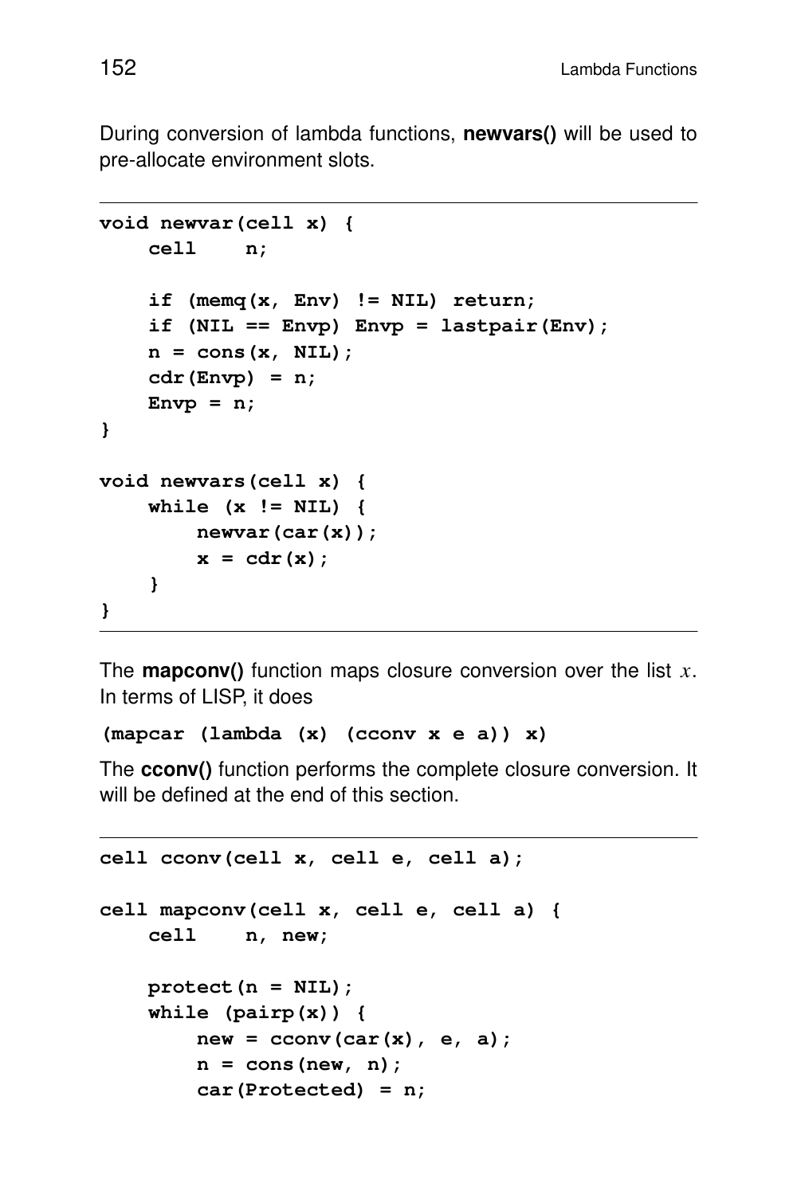During conversion of lambda functions, **newvars()** will be used to pre-allocate environment slots.

```
void newvar(cell x) {
    cell    n;

    if (memq(x, Env) != NIL) return;
    if (NIL == Envp) Envp = lastpair(Env);
    n = cons(x, NIL);
    cdr(Envp) = n;
    Envp = n;
}

void newvars(cell x) {
    while (x != NIL) {
        newvar(car(x));
        x = cdr(x);
    }
}
```

The **mapconv()** function maps closure conversion over the list $x$. In terms of LISP, it does

```
(mapcar (lambda (x) (cconv x e a)) x)
```

The **cconv()** function performs the complete closure conversion. It will be defined at the end of this section.

```
cell cconv(cell x, cell e, cell a);

cell mapconv(cell x, cell e, cell a) {
    cell    n, new;

    protect(n = NIL);
    while (pairp(x)) {
        new = cconv(car(x), e, a);
        n = cons(new, n);
        car(Protected) = n;
```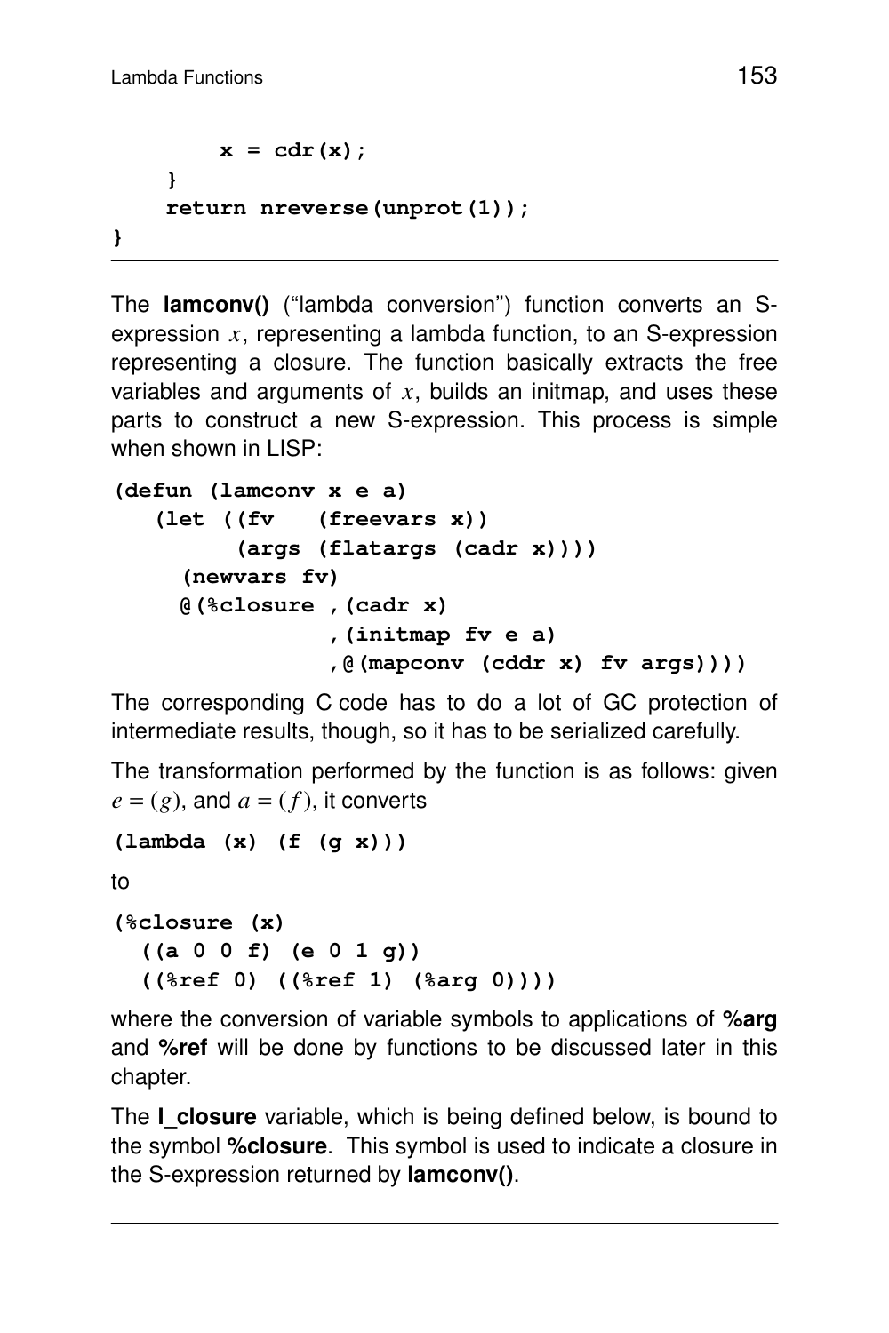```
        x = cdr(x);
    }
    return nreverse(unprot(1));
}
```

The **lamconv()** ("lambda conversion") function converts an S-expression $x$, representing a lambda function, to an S-expression representing a closure. The function basically extracts the free variables and arguments of $x$, builds an initmap, and uses these parts to construct a new S-expression. This process is simple when shown in LISP:

```
(defun (lamconv x e a)
   (let ((fv   (freevars x))
         (args (flatargs (cadr x))))
     (newvars fv)
     @(%closure ,(cadr x)
                ,(initmap fv e a)
                ,@(mapconv (cddr x) fv args))))
```

The corresponding C code has to do a lot of GC protection of intermediate results, though, so it has to be serialized carefully.

The transformation performed by the function is as follows: given $e = (g)$, and $a = (f)$, it converts

```
(lambda (x) (f (g x)))
```

to

```
(%closure (x)
  ((a 0 0 f) (e 0 1 g))
  ((%ref 0) ((%ref 1) (%arg 0))))
```

where the conversion of variable symbols to applications of **%arg** and **%ref** will be done by functions to be discussed later in this chapter.

The **I_closure** variable, which is being defined below, is bound to the symbol **%closure**. This symbol is used to indicate a closure in the S-expression returned by **lamconv()**.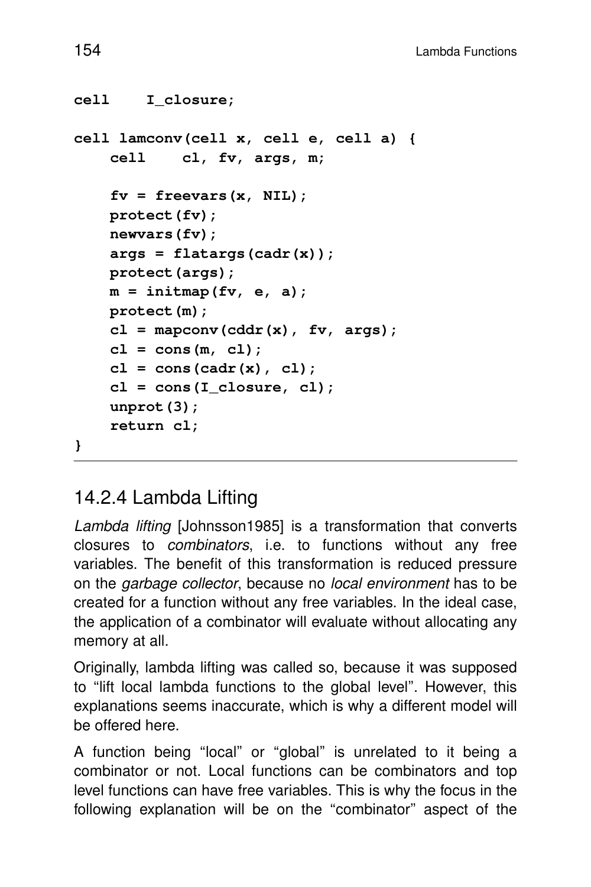```
cell    I_closure;

cell lamconv(cell x, cell e, cell a) {
    cell    cl, fv, args, m;

    fv = freevars(x, NIL);
    protect(fv);
    newvars(fv);
    args = flatargs(cadr(x));
    protect(args);
    m = initmap(fv, e, a);
    protect(m);
    cl = mapconv(cddr(x), fv, args);
    cl = cons(m, cl);
    cl = cons(cadr(x), cl);
    cl = cons(I_closure, cl);
    unprot(3);
    return cl;
}
```

## 14.2.4 Lambda Lifting

*Lambda lifting* [Johnsson1985] is a transformation that converts closures to *combinators*, i.e. to functions without any free variables. The benefit of this transformation is reduced pressure on the *garbage collector*, because no *local environment* has to be created for a function without any free variables. In the ideal case, the application of a combinator will evaluate without allocating any memory at all.

Originally, lambda lifting was called so, because it was supposed to "lift local lambda functions to the global level". However, this explanations seems inaccurate, which is why a different model will be offered here.

A function being "local" or "global" is unrelated to it being a combinator or not. Local functions can be combinators and top level functions can have free variables. This is why the focus in the following explanation will be on the "combinator" aspect of the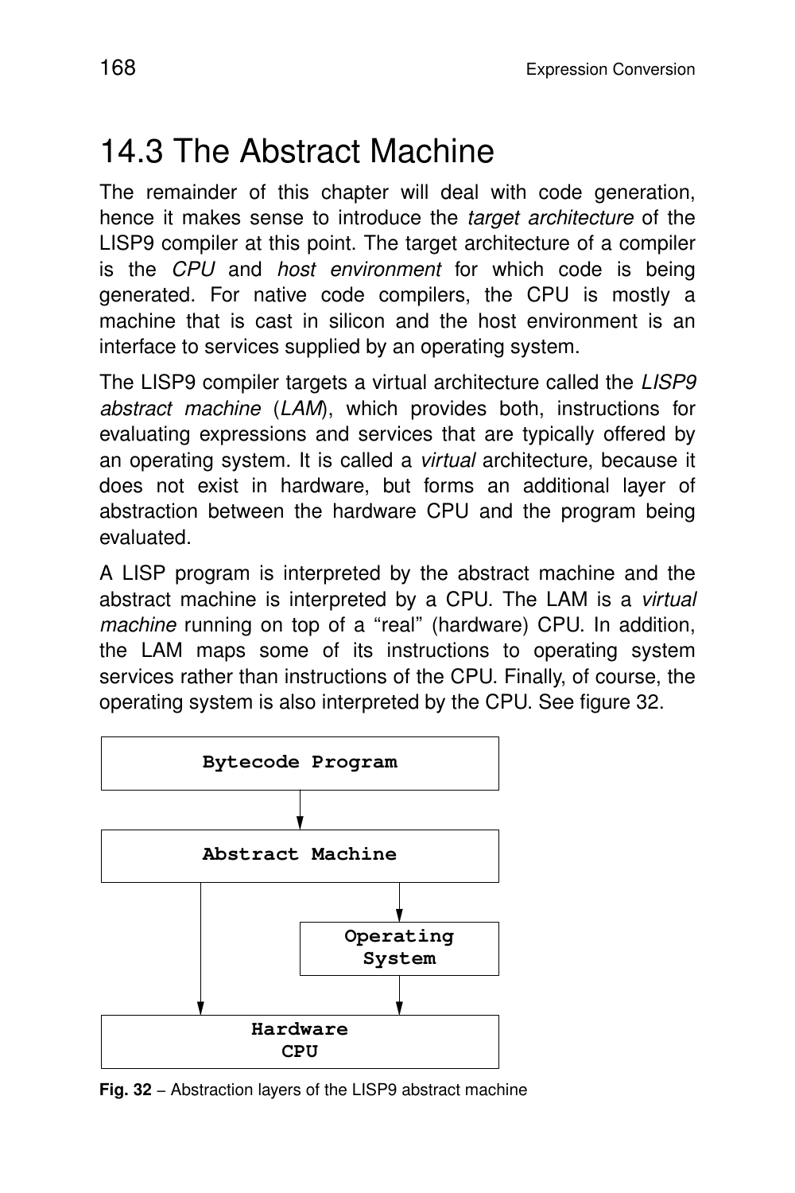# 14.3 The Abstract Machine

The remainder of this chapter will deal with code generation, hence it makes sense to introduce the *target architecture* of the LISP9 compiler at this point. The target architecture of a compiler is the *CPU* and *host environment* for which code is being generated. For native code compilers, the CPU is mostly a machine that is cast in silicon and the host environment is an interface to services supplied by an operating system.

The LISP9 compiler targets a virtual architecture called the *LISP9 abstract machine* (*LAM*), which provides both, instructions for evaluating expressions and services that are typically offered by an operating system. It is called a *virtual* architecture, because it does not exist in hardware, but forms an additional layer of abstraction between the hardware CPU and the program being evaluated.

A LISP program is interpreted by the abstract machine and the abstract machine is interpreted by a CPU. The LAM is a *virtual machine* running on top of a "real" (hardware) CPU. In addition, the LAM maps some of its instructions to operating system services rather than instructions of the CPU. Finally, of course, the operating system is also interpreted by the CPU. See figure 32.

```
+----------------------------------+
|         Bytecode Program         |
+----------------------------------+
                 |
                 v
+----------------------------------+
|         Abstract Machine         |
+----------------------------------+
        |                 |
        |                 v
        |        +-----------------+
        |        |    Operating    |
        |        |     System      |
        |        +-----------------+
        |                 |
        v                 v
+----------------------------------+
|             Hardware             |
|               CPU                |
+----------------------------------+
```

**Fig. 32** – Abstraction layers of the LISP9 abstract machine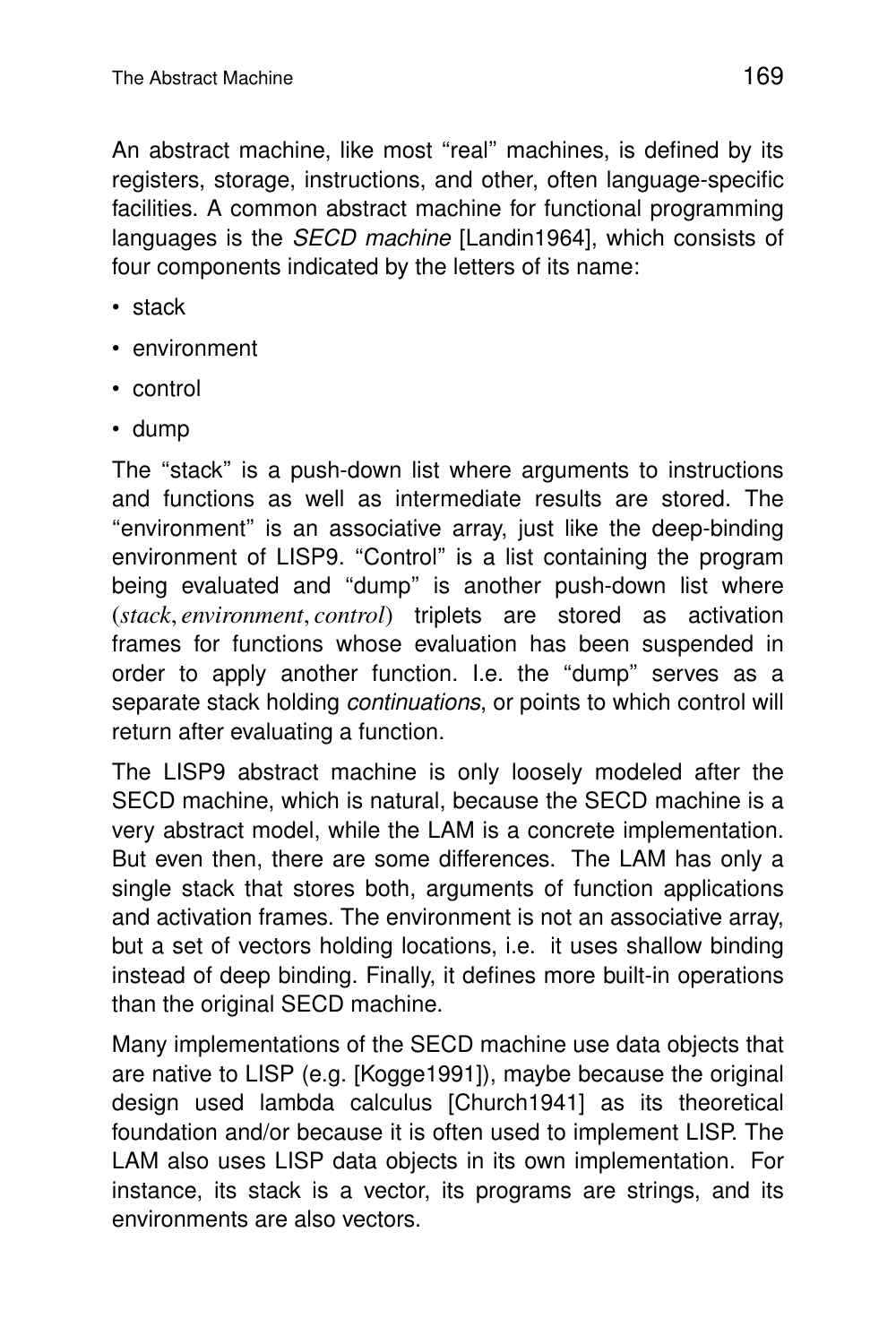An abstract machine, like most "real" machines, is defined by its registers, storage, instructions, and other, often language-specific facilities. A common abstract machine for functional programming languages is the *SECD machine* [Landin1964], which consists of four components indicated by the letters of its name:

- stack
- environment
- control
- dump

The "stack" is a push-down list where arguments to instructions and functions as well as intermediate results are stored. The "environment" is an associative array, just like the deep-binding environment of LISP9. "Control" is a list containing the program being evaluated and "dump" is another push-down list where (*stack*, *environment*, *control*) triplets are stored as activation frames for functions whose evaluation has been suspended in order to apply another function. I.e. the "dump" serves as a separate stack holding *continuations*, or points to which control will return after evaluating a function.

The LISP9 abstract machine is only loosely modeled after the SECD machine, which is natural, because the SECD machine is a very abstract model, while the LAM is a concrete implementation. But even then, there are some differences. The LAM has only a single stack that stores both, arguments of function applications and activation frames. The environment is not an associative array, but a set of vectors holding locations, i.e. it uses shallow binding instead of deep binding. Finally, it defines more built-in operations than the original SECD machine.

Many implementations of the SECD machine use data objects that are native to LISP (e.g. [Kogge1991]), maybe because the original design used lambda calculus [Church1941] as its theoretical foundation and/or because it is often used to implement LISP. The LAM also uses LISP data objects in its own implementation. For instance, its stack is a vector, its programs are strings, and its environments are also vectors.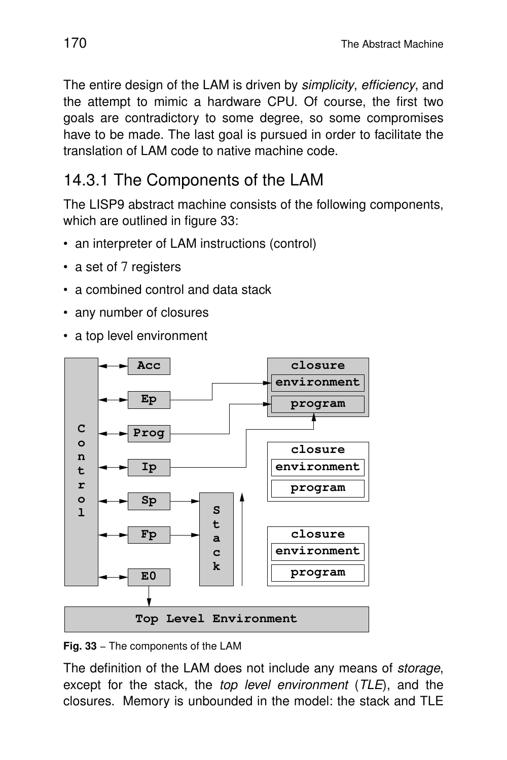The entire design of the LAM is driven by *simplicity*, *efficiency*, and the attempt to mimic a hardware CPU. Of course, the first two goals are contradictory to some degree, so some compromises have to be made. The last goal is pursued in order to facilitate the translation of LAM code to native machine code.

## 14.3.1 The Components of the LAM

The LISP9 abstract machine consists of the following components, which are outlined in figure 33:

- an interpreter of LAM instructions (control)
- a set of 7 registers
- a combined control and data stack
- any number of closures
- a top level environment

**Fig. 33** – The components of the LAM

The definition of the LAM does not include any means of *storage*, except for the stack, the *top level environment* (*TLE*), and the closures. Memory is unbounded in the model: the stack and TLE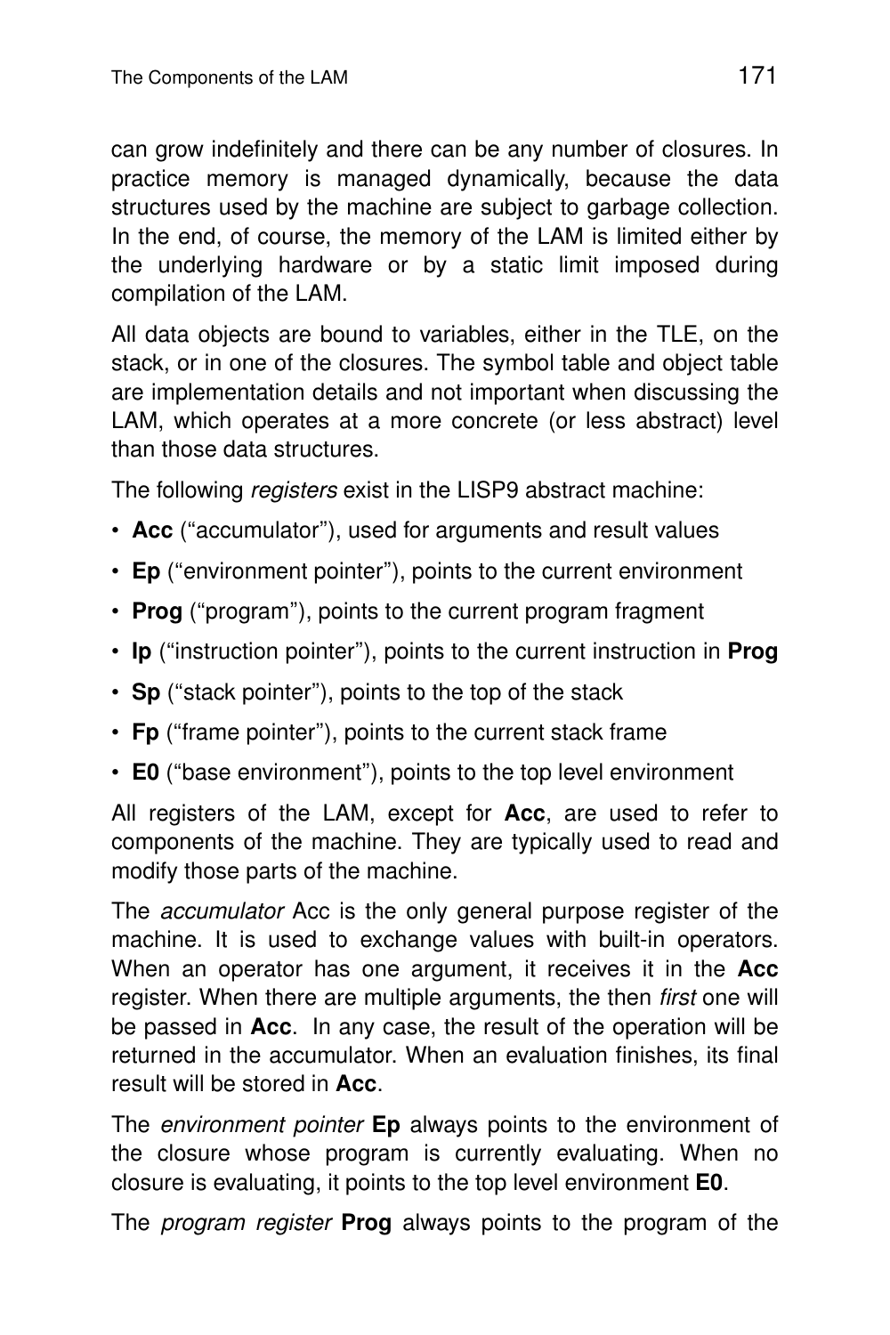can grow indefinitely and there can be any number of closures. In practice memory is managed dynamically, because the data structures used by the machine are subject to garbage collection. In the end, of course, the memory of the LAM is limited either by the underlying hardware or by a static limit imposed during compilation of the LAM.

All data objects are bound to variables, either in the TLE, on the stack, or in one of the closures. The symbol table and object table are implementation details and not important when discussing the LAM, which operates at a more concrete (or less abstract) level than those data structures.

The following *registers* exist in the LISP9 abstract machine:

- **Acc** ("accumulator"), used for arguments and result values
- **Ep** ("environment pointer"), points to the current environment
- **Prog** ("program"), points to the current program fragment
- **Ip** ("instruction pointer"), points to the current instruction in **Prog**
- **Sp** ("stack pointer"), points to the top of the stack
- **Fp** ("frame pointer"), points to the current stack frame
- **E0** ("base environment"), points to the top level environment

All registers of the LAM, except for **Acc**, are used to refer to components of the machine. They are typically used to read and modify those parts of the machine.

The *accumulator* Acc is the only general purpose register of the machine. It is used to exchange values with built-in operators. When an operator has one argument, it receives it in the **Acc** register. When there are multiple arguments, the then *first* one will be passed in **Acc**. In any case, the result of the operation will be returned in the accumulator. When an evaluation finishes, its final result will be stored in **Acc**.

The *environment pointer* **Ep** always points to the environment of the closure whose program is currently evaluating. When no closure is evaluating, it points to the top level environment **E0**.

The *program register* **Prog** always points to the program of the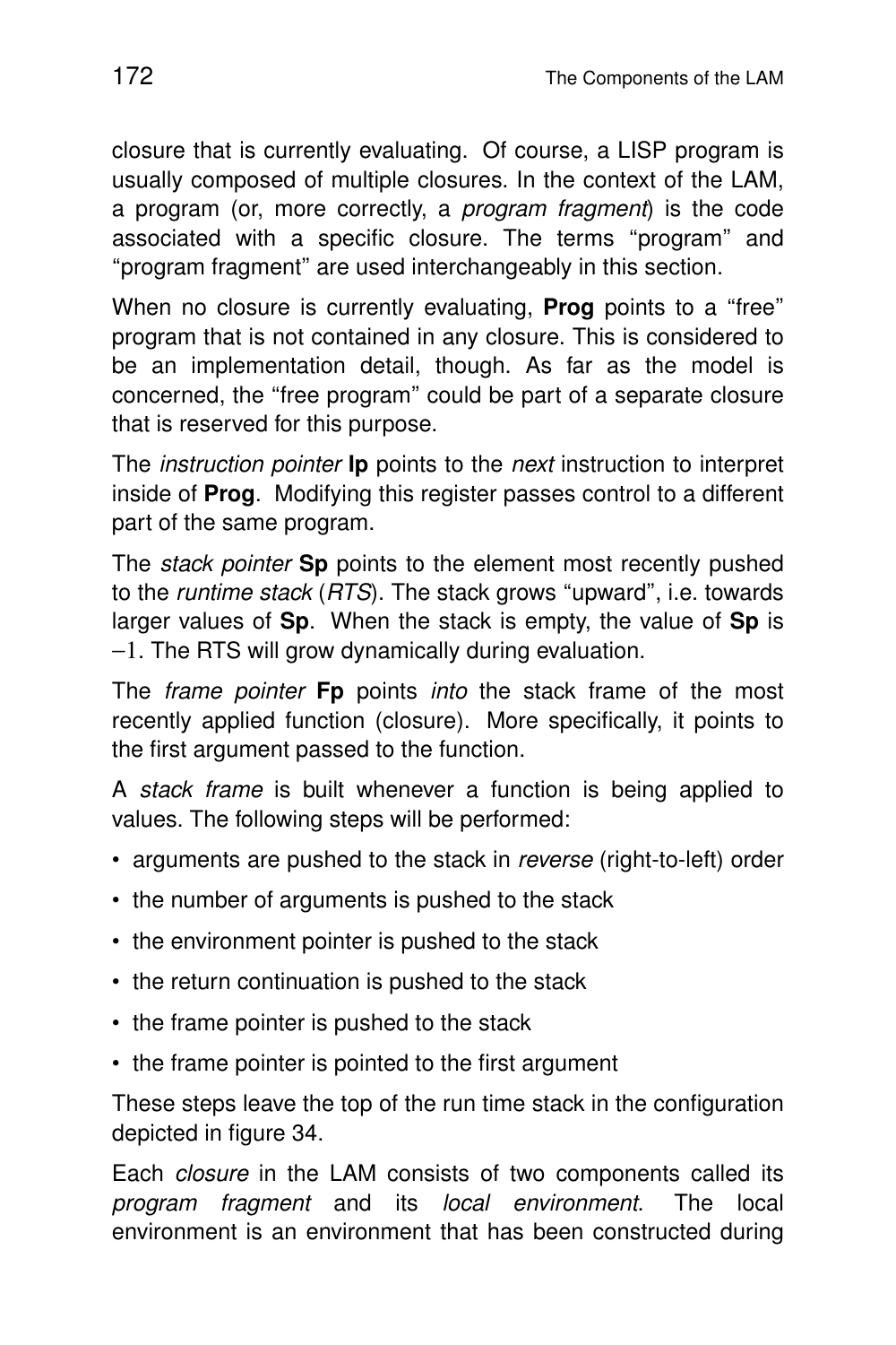closure that is currently evaluating. Of course, a LISP program is usually composed of multiple closures. In the context of the LAM, a program (or, more correctly, a *program fragment*) is the code associated with a specific closure. The terms “program” and “program fragment” are used interchangeably in this section.

When no closure is currently evaluating, **Prog** points to a “free” program that is not contained in any closure. This is considered to be an implementation detail, though. As far as the model is concerned, the “free program” could be part of a separate closure that is reserved for this purpose.

The *instruction pointer* **Ip** points to the *next* instruction to interpret inside of **Prog**. Modifying this register passes control to a different part of the same program.

The *stack pointer* **Sp** points to the element most recently pushed to the *runtime stack* (*RTS*). The stack grows “upward”, i.e. towards larger values of **Sp**. When the stack is empty, the value of **Sp** is $-1$. The RTS will grow dynamically during evaluation.

The *frame pointer* **Fp** points *into* the stack frame of the most recently applied function (closure). More specifically, it points to the first argument passed to the function.

A *stack frame* is built whenever a function is being applied to values. The following steps will be performed:

- arguments are pushed to the stack in *reverse* (right-to-left) order
- the number of arguments is pushed to the stack
- the environment pointer is pushed to the stack
- the return continuation is pushed to the stack
- the frame pointer is pushed to the stack
- the frame pointer is pointed to the first argument

These steps leave the top of the run time stack in the configuration depicted in figure 34.

Each *closure* in the LAM consists of two components called its *program fragment* and its *local environment*. The local environment is an environment that has been constructed during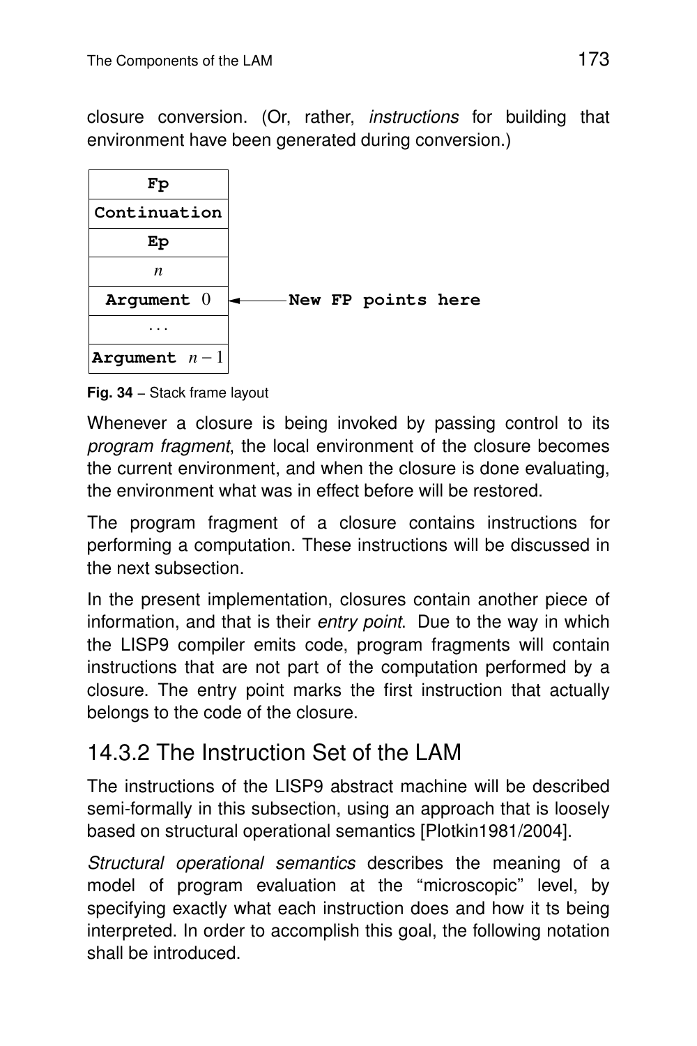closure conversion. (Or, rather, *instructions* for building that environment have been generated during conversion.)

| **Fp** | |
|---|---|
| **Continuation** | |
| **Ep** | |
| $n$ | |
| **Argument** $0$ | ← **New FP points here** |
| ... | |
| **Argument** $n-1$ | |

**Fig. 34** – Stack frame layout

Whenever a closure is being invoked by passing control to its *program fragment*, the local environment of the closure becomes the current environment, and when the closure is done evaluating, the environment what was in effect before will be restored.

The program fragment of a closure contains instructions for performing a computation. These instructions will be discussed in the next subsection.

In the present implementation, closures contain another piece of information, and that is their *entry point*. Due to the way in which the LISP9 compiler emits code, program fragments will contain instructions that are not part of the computation performed by a closure. The entry point marks the first instruction that actually belongs to the code of the closure.

## 14.3.2 The Instruction Set of the LAM

The instructions of the LISP9 abstract machine will be described semi-formally in this subsection, using an approach that is loosely based on structural operational semantics [Plotkin1981/2004].

*Structural operational semantics* describes the meaning of a model of program evaluation at the "microscopic" level, by specifying exactly what each instruction does and how it ts being interpreted. In order to accomplish this goal, the following notation shall be introduced.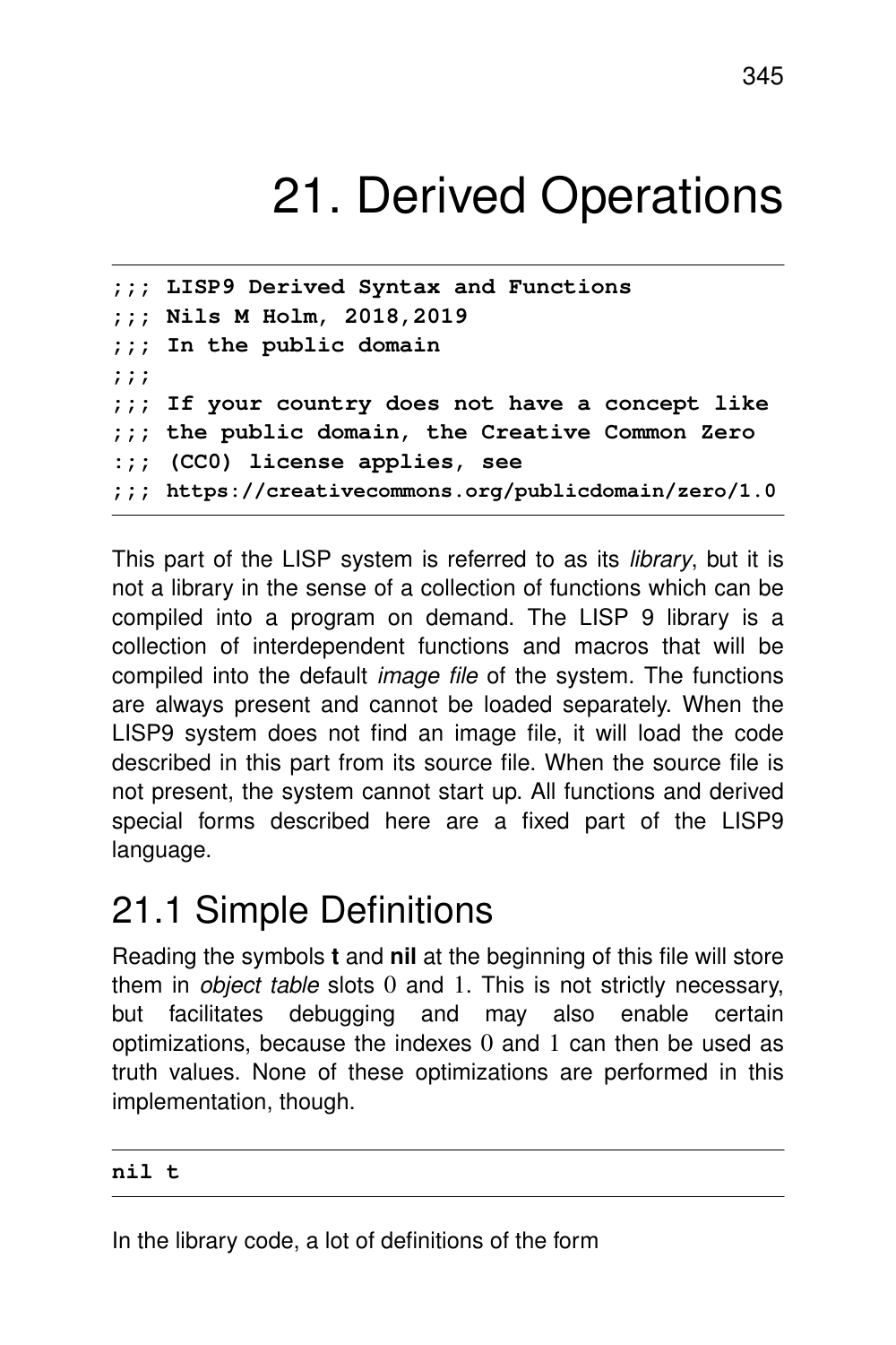# 21. Derived Operations

```
;;; LISP9 Derived Syntax and Functions
;;; Nils M Holm, 2018,2019
;;; In the public domain
;;;
;;; If your country does not have a concept like
;;; the public domain, the Creative Common Zero
:;; (CC0) license applies, see
;;; https://creativecommons.org/publicdomain/zero/1.0
```

This part of the LISP system is referred to as its *library*, but it is not a library in the sense of a collection of functions which can be compiled into a program on demand. The LISP 9 library is a collection of interdependent functions and macros that will be compiled into the default *image file* of the system. The functions are always present and cannot be loaded separately. When the LISP9 system does not find an image file, it will load the code described in this part from its source file. When the source file is not present, the system cannot start up. All functions and derived special forms described here are a fixed part of the LISP9 language.

## 21.1 Simple Definitions

Reading the symbols **t** and **nil** at the beginning of this file will store them in *object table* slots 0 and 1. This is not strictly necessary, but facilitates debugging and may also enable certain optimizations, because the indexes 0 and 1 can then be used as truth values. None of these optimizations are performed in this implementation, though.

```
nil t
```

In the library code, a lot of definitions of the form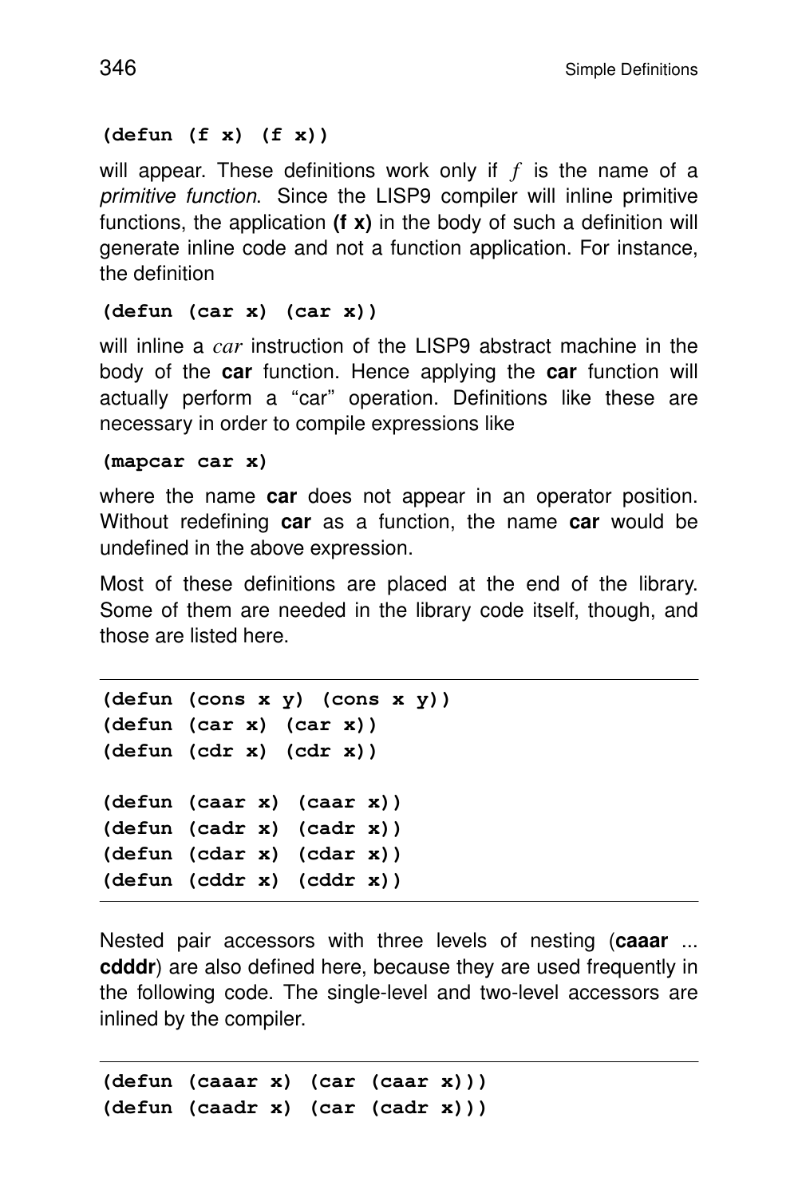```
(defun (f x) (f x))
```

will appear. These definitions work only if *f* is the name of a *primitive function*. Since the LISP9 compiler will inline primitive functions, the application **(f x)** in the body of such a definition will generate inline code and not a function application. For instance, the definition

```
(defun (car x) (car x))
```

will inline a *car* instruction of the LISP9 abstract machine in the body of the **car** function. Hence applying the **car** function will actually perform a "car" operation. Definitions like these are necessary in order to compile expressions like

```
(mapcar car x)
```

where the name **car** does not appear in an operator position. Without redefining **car** as a function, the name **car** would be undefined in the above expression.

Most of these definitions are placed at the end of the library. Some of them are needed in the library code itself, though, and those are listed here.

```
(defun (cons x y) (cons x y))
(defun (car x) (car x))
(defun (cdr x) (cdr x))

(defun (caar x) (caar x))
(defun (cadr x) (cadr x))
(defun (cdar x) (cdar x))
(defun (cddr x) (cddr x))
```

Nested pair accessors with three levels of nesting (**caaar** ... **cdddr**) are also defined here, because they are used frequently in the following code. The single-level and two-level accessors are inlined by the compiler.

```
(defun (caaar x) (car (caar x)))
(defun (caadr x) (car (cadr x)))
```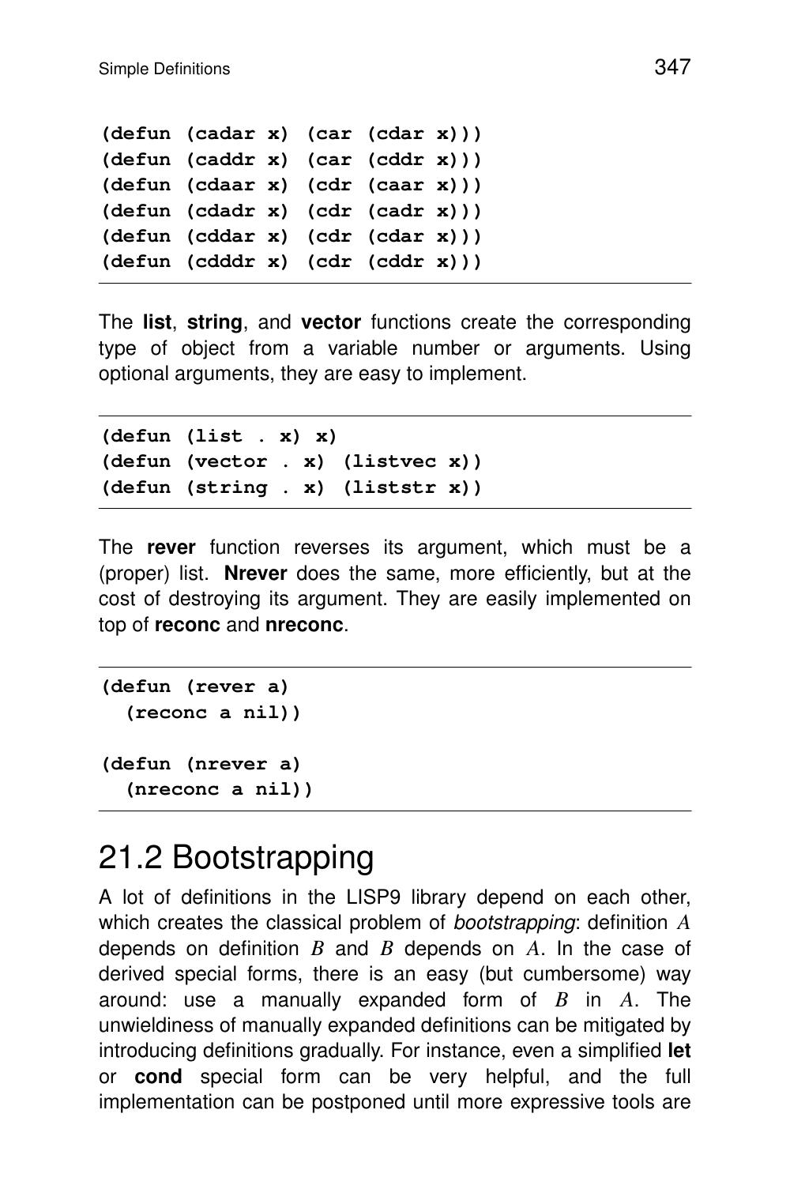```
(defun (cadar x) (car (cdar x)))
(defun (caddr x) (car (cddr x)))
(defun (cdaar x) (cdr (caar x)))
(defun (cdadr x) (cdr (cadr x)))
(defun (cddar x) (cdr (cdar x)))
(defun (cdddr x) (cdr (cddr x)))
```

The **list**, **string**, and **vector** functions create the corresponding type of object from a variable number or arguments. Using optional arguments, they are easy to implement.

```
(defun (list . x) x)
(defun (vector . x) (listvec x))
(defun (string . x) (liststr x))
```

The **rever** function reverses its argument, which must be a (proper) list. **Nrever** does the same, more efficiently, but at the cost of destroying its argument. They are easily implemented on top of **reconc** and **nreconc**.

```
(defun (rever a)
  (reconc a nil))

(defun (nrever a)
  (nreconc a nil))
```

## 21.2 Bootstrapping

A lot of definitions in the LISP9 library depend on each other, which creates the classical problem of *bootstrapping*: definition $A$ depends on definition $B$ and $B$ depends on $A$. In the case of derived special forms, there is an easy (but cumbersome) way around: use a manually expanded form of $B$ in $A$. The unwieldiness of manually expanded definitions can be mitigated by introducing definitions gradually. For instance, even a simplified **let** or **cond** special form can be very helpful, and the full implementation can be postponed until more expressive tools are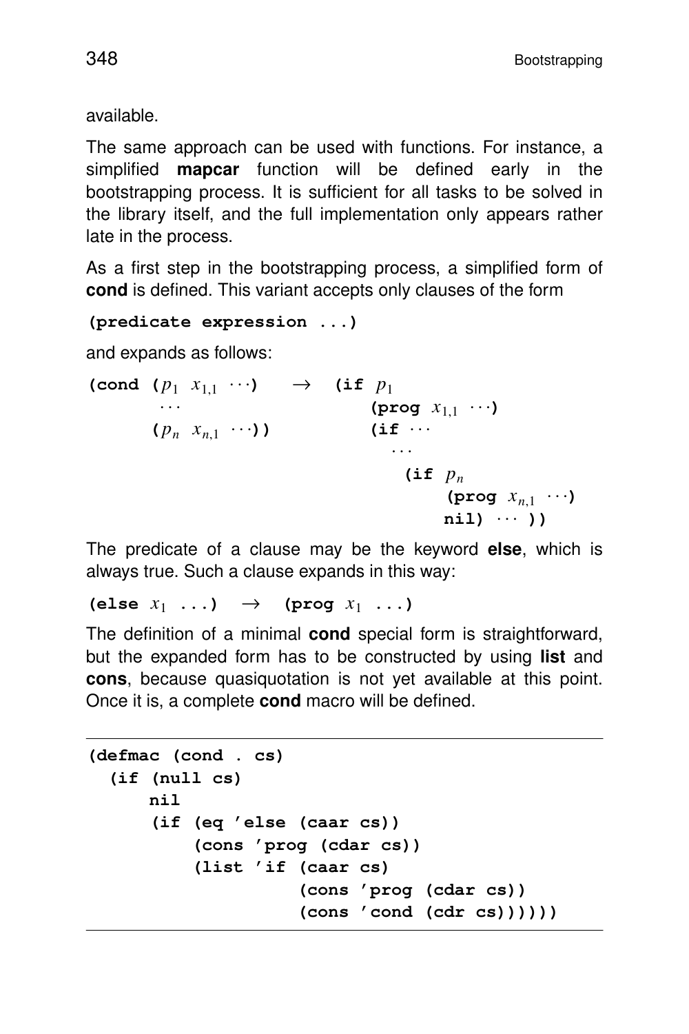available.

The same approach can be used with functions. For instance, a simplified **mapcar** function will be defined early in the bootstrapping process. It is sufficient for all tasks to be solved in the library itself, and the full implementation only appears rather late in the process.

As a first step in the bootstrapping process, a simplified form of **cond** is defined. This variant accepts only clauses of the form

```
(predicate expression ...)
```

and expands as follows:

```
(cond (p1 x1,1 ···)    →   (if p1
       ···                     (prog x1,1 ···)
      (pn xn,1 ···))           (if ···
                                 ···
                                   (if pn
                                       (prog xn,1 ···)
                                       nil) ··· ))
```

The predicate of a clause may be the keyword **else**, which is always true. Such a clause expands in this way:

```
(else x1 ...)   →   (prog x1 ...)
```

The definition of a minimal **cond** special form is straightforward, but the expanded form has to be constructed by using **list** and **cons**, because quasiquotation is not yet available at this point. Once it is, a complete **cond** macro will be defined.

```
(defmac (cond . cs)
  (if (null cs)
      nil
      (if (eq 'else (caar cs))
          (cons 'prog (cdar cs))
          (list 'if (caar cs)
                    (cons 'prog (cdar cs))
                    (cons 'cond (cdr cs))))))
```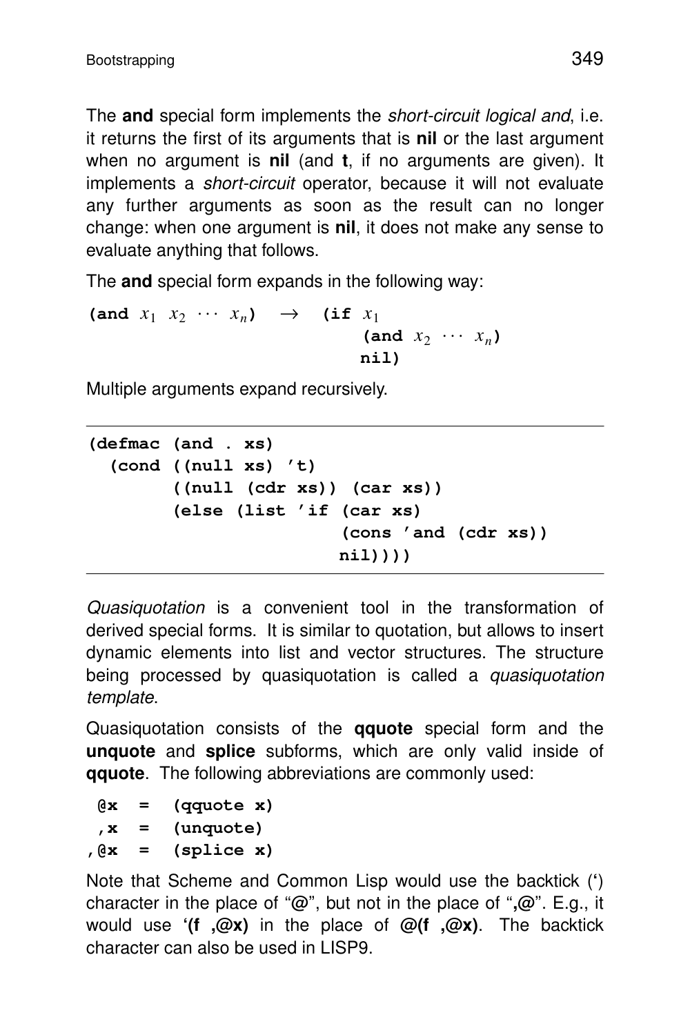The **and** special form implements the *short-circuit logical and*, i.e. it returns the first of its arguments that is **nil** or the last argument when no argument is **nil** (and **t**, if no arguments are given). It implements a *short-circuit* operator, because it will not evaluate any further arguments as soon as the result can no longer change: when one argument is **nil**, it does not make any sense to evaluate anything that follows.

The **and** special form expands in the following way:

```
(and x1 x2 ··· xn)  →  (if x1
                            (and x2 ··· xn)
                           nil)
```

Multiple arguments expand recursively.

```
(defmac (and . xs)
  (cond ((null xs) 't)
        ((null (cdr xs)) (car xs))
        (else (list 'if (car xs)
                        (cons 'and (cdr xs))
                       nil))))
```

*Quasiquotation* is a convenient tool in the transformation of derived special forms. It is similar to quotation, but allows to insert dynamic elements into list and vector structures. The structure being processed by quasiquotation is called a *quasiquotation template*.

Quasiquotation consists of the **qquote** special form and the **unquote** and **splice** subforms, which are only valid inside of **qquote**. The following abbreviations are commonly used:

```
 @x  =  (qquote x)
 ,x  =  (unquote)
,@x  =  (splice x)
```

Note that Scheme and Common Lisp would use the backtick (**'**) character in the place of "@", but not in the place of "**,**@". E.g., it would use **'(f ,@x)** in the place of **@(f ,@x)**. The backtick character can also be used in LISP9.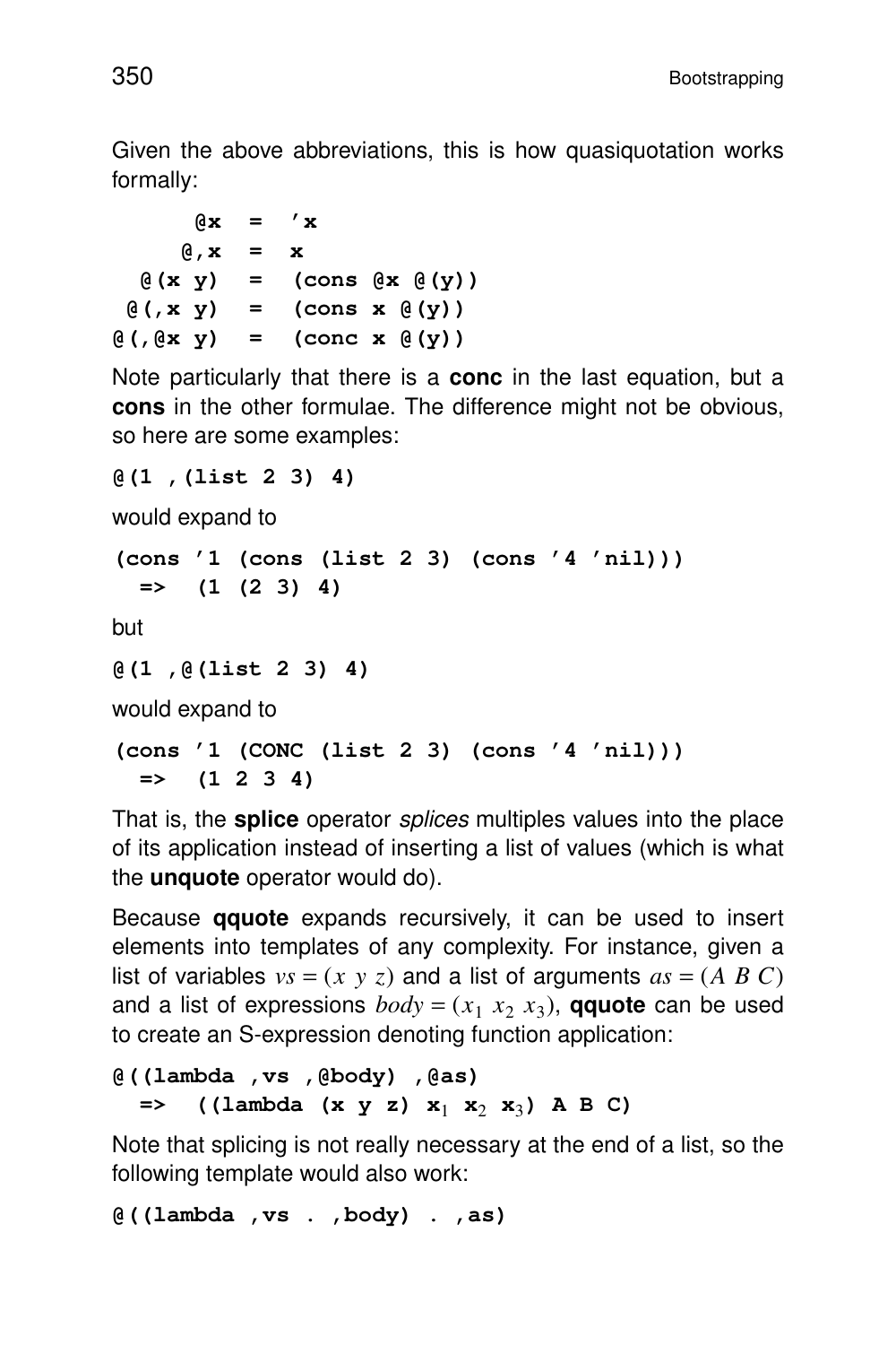Given the above abbreviations, this is how quasiquotation works formally:

```
      @x   =  'x
     @,x   =  x
  @(x y)   =  (cons @x @(y))
 @(,x y)   =  (cons x @(y))
@(,@x y)   =  (conc x @(y))
```

Note particularly that there is a **conc** in the last equation, but a **cons** in the other formulae. The difference might not be obvious, so here are some examples:

```
@(1 ,(list 2 3) 4)
```

would expand to

```
(cons '1 (cons (list 2 3) (cons '4 'nil)))
  =>  (1 (2 3) 4)
```

but

```
@(1 ,@(list 2 3) 4)
```

would expand to

```
(cons '1 (CONC (list 2 3) (cons '4 'nil)))
  =>  (1 2 3 4)
```

That is, the **splice** operator *splices* multiples values into the place of its application instead of inserting a list of values (which is what the **unquote** operator would do).

Because **qquote** expands recursively, it can be used to insert elements into templates of any complexity. For instance, given a list of variables $vs = (x\ \ y\ \ z)$ and a list of arguments $as = (A\ \ B\ \ C)$ and a list of expressions $body = (x_1\ \ x_2\ \ x_3)$, **qquote** can be used to create an S-expression denoting function application:

```
@((lambda ,vs ,@body) ,@as)
  =>  ((lambda (x y z) x1 x2 x3) A B C)
```

Note that splicing is not really necessary at the end of a list, so the following template would also work:

```
@((lambda ,vs . ,body) . ,as)
```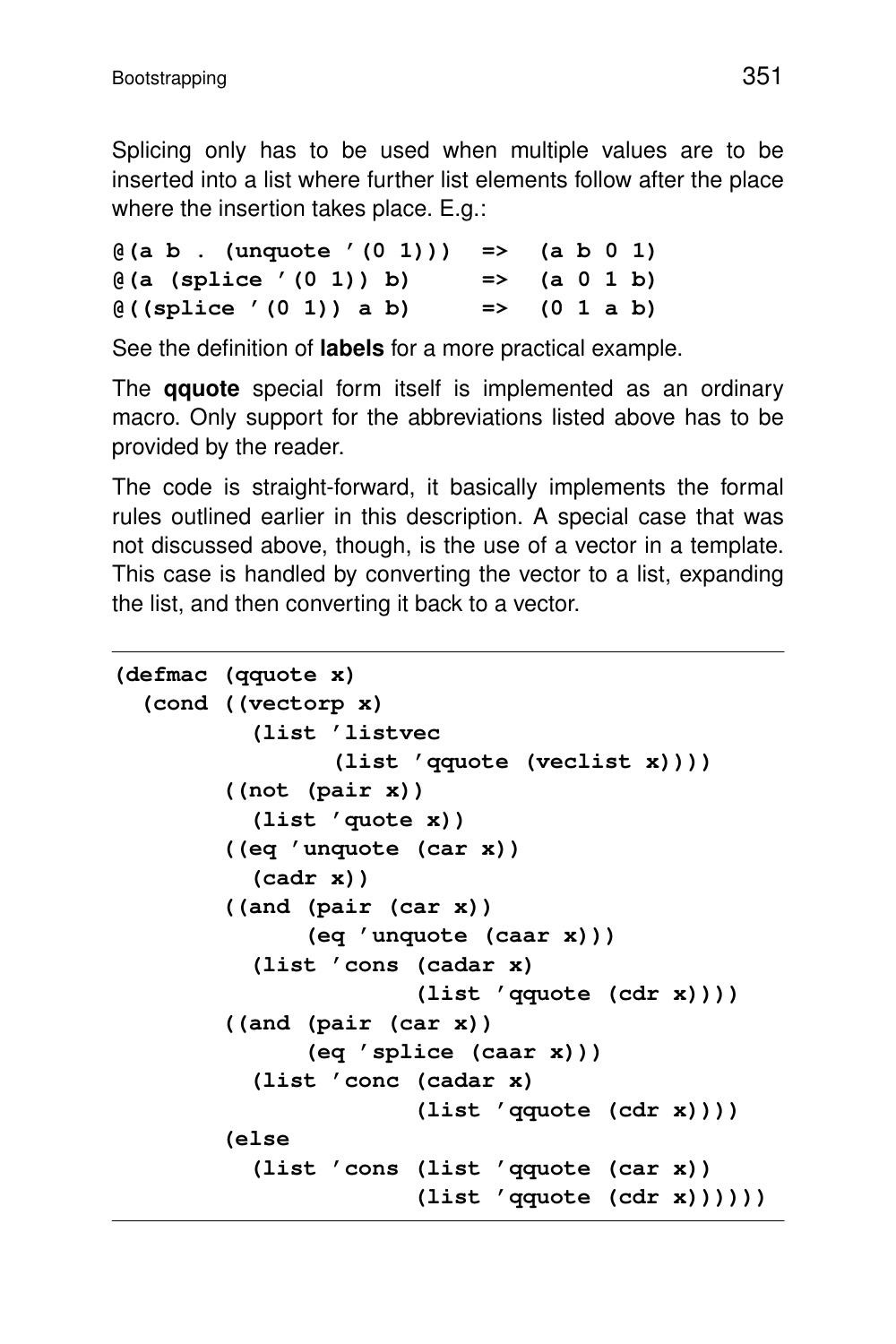Splicing only has to be used when multiple values are to be inserted into a list where further list elements follow after the place where the insertion takes place. E.g.:

```
@(a b . (unquote '(0 1)))  =>  (a b 0 1)
@(a (splice '(0 1)) b)     =>  (a 0 1 b)
@((splice '(0 1)) a b)     =>  (0 1 a b)
```

See the definition of **labels** for a more practical example.

The **qquote** special form itself is implemented as an ordinary macro. Only support for the abbreviations listed above has to be provided by the reader.

The code is straight-forward, it basically implements the formal rules outlined earlier in this description. A special case that was not discussed above, though, is the use of a vector in a template. This case is handled by converting the vector to a list, expanding the list, and then converting it back to a vector.

```
(defmac (qquote x)
  (cond ((vectorp x)
          (list 'listvec
                (list 'qquote (veclist x))))
        ((not (pair x))
          (list 'quote x))
        ((eq 'unquote (car x))
          (cadr x))
        ((and (pair (car x))
              (eq 'unquote (caar x)))
          (list 'cons (cadar x)
                      (list 'qquote (cdr x))))
        ((and (pair (car x))
              (eq 'splice (caar x)))
          (list 'conc (cadar x)
                      (list 'qquote (cdr x))))
        (else
          (list 'cons (list 'qquote (car x))
                      (list 'qquote (cdr x))))))
```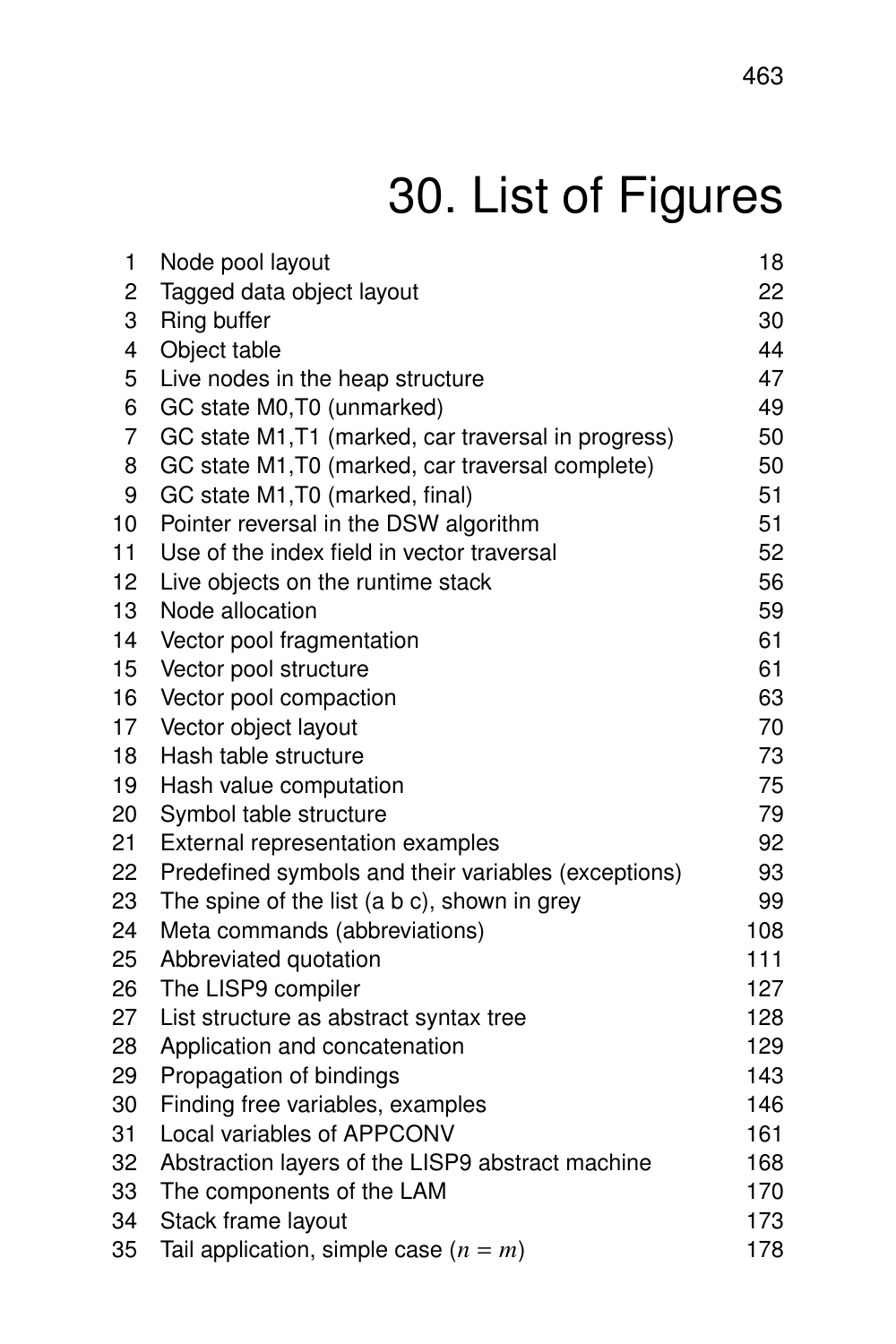# 30. List of Figures

| | | |
|---|---|---|
| 1 | Node pool layout | 18 |
| 2 | Tagged data object layout | 22 |
| 3 | Ring buffer | 30 |
| 4 | Object table | 44 |
| 5 | Live nodes in the heap structure | 47 |
| 6 | GC state M0,T0 (unmarked) | 49 |
| 7 | GC state M1,T1 (marked, car traversal in progress) | 50 |
| 8 | GC state M1,T0 (marked, car traversal complete) | 50 |
| 9 | GC state M1,T0 (marked, final) | 51 |
| 10 | Pointer reversal in the DSW algorithm | 51 |
| 11 | Use of the index field in vector traversal | 52 |
| 12 | Live objects on the runtime stack | 56 |
| 13 | Node allocation | 59 |
| 14 | Vector pool fragmentation | 61 |
| 15 | Vector pool structure | 61 |
| 16 | Vector pool compaction | 63 |
| 17 | Vector object layout | 70 |
| 18 | Hash table structure | 73 |
| 19 | Hash value computation | 75 |
| 20 | Symbol table structure | 79 |
| 21 | External representation examples | 92 |
| 22 | Predefined symbols and their variables (exceptions) | 93 |
| 23 | The spine of the list (a b c), shown in grey | 99 |
| 24 | Meta commands (abbreviations) | 108 |
| 25 | Abbreviated quotation | 111 |
| 26 | The LISP9 compiler | 127 |
| 27 | List structure as abstract syntax tree | 128 |
| 28 | Application and concatenation | 129 |
| 29 | Propagation of bindings | 143 |
| 30 | Finding free variables, examples | 146 |
| 31 | Local variables of APPCONV | 161 |
| 32 | Abstraction layers of the LISP9 abstract machine | 168 |
| 33 | The components of the LAM | 170 |
| 34 | Stack frame layout | 173 |
| 35 | Tail application, simple case ($n = m$) | 178 |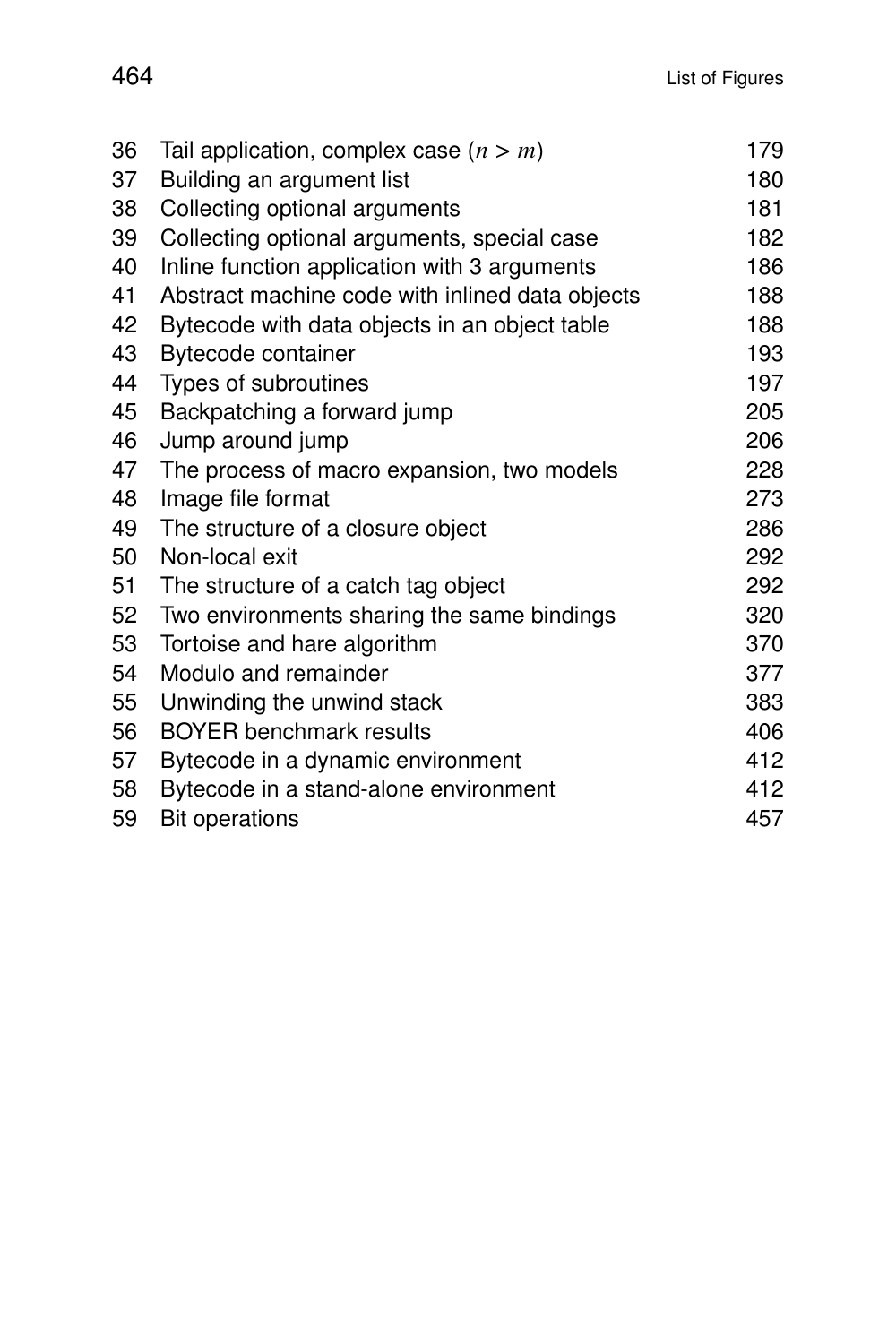| | | |
|---|---|---|
| 36 | Tail application, complex case ($n > m$) | 179 |
| 37 | Building an argument list | 180 |
| 38 | Collecting optional arguments | 181 |
| 39 | Collecting optional arguments, special case | 182 |
| 40 | Inline function application with 3 arguments | 186 |
| 41 | Abstract machine code with inlined data objects | 188 |
| 42 | Bytecode with data objects in an object table | 188 |
| 43 | Bytecode container | 193 |
| 44 | Types of subroutines | 197 |
| 45 | Backpatching a forward jump | 205 |
| 46 | Jump around jump | 206 |
| 47 | The process of macro expansion, two models | 228 |
| 48 | Image file format | 273 |
| 49 | The structure of a closure object | 286 |
| 50 | Non-local exit | 292 |
| 51 | The structure of a catch tag object | 292 |
| 52 | Two environments sharing the same bindings | 320 |
| 53 | Tortoise and hare algorithm | 370 |
| 54 | Modulo and remainder | 377 |
| 55 | Unwinding the unwind stack | 383 |
| 56 | BOYER benchmark results | 406 |
| 57 | Bytecode in a dynamic environment | 412 |
| 58 | Bytecode in a stand-alone environment | 412 |
| 59 | Bit operations | 457 |